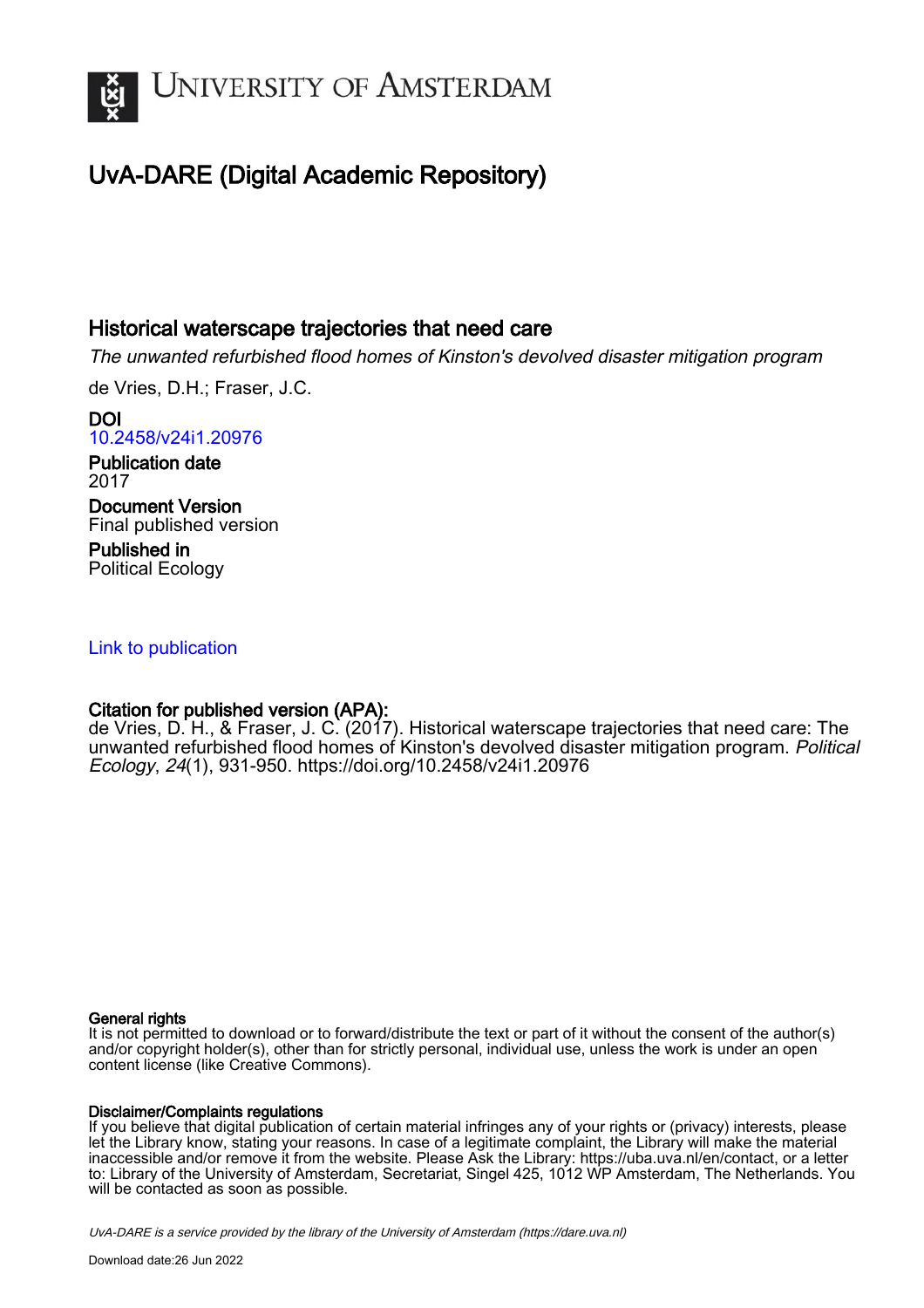# UvA-DARE (Digital Academic Repository)

## Historical waterscape trajectories that need care

*The unwanted refurbished flood homes of Kinston's devolved disaster mitigation program*

de Vries, D.H.; Fraser, J.C.

**DOI**
[10.2458/v24i1.20976](https://doi.org/10.2458/v24i1.20976)

**Publication date**
2017

**Document Version**
Final published version

**Published in**
Political Ecology

[Link to publication](#)

**Citation for published version (APA):**
de Vries, D. H., & Fraser, J. C. (2017). Historical waterscape trajectories that need care: The unwanted refurbished flood homes of Kinston's devolved disaster mitigation program. *Political Ecology*, *24*(1), 931-950. https://doi.org/10.2458/v24i1.20976

**General rights**
It is not permitted to download or to forward/distribute the text or part of it without the consent of the author(s) and/or copyright holder(s), other than for strictly personal, individual use, unless the work is under an open content license (like Creative Commons).

**Disclaimer/Complaints regulations**
If you believe that digital publication of certain material infringes any of your rights or (privacy) interests, please let the Library know, stating your reasons. In case of a legitimate complaint, the Library will make the material inaccessible and/or remove it from the website. Please Ask the Library: https://uba.uva.nl/en/contact, or a letter to: Library of the University of Amsterdam, Secretariat, Singel 425, 1012 WP Amsterdam, The Netherlands. You will be contacted as soon as possible.

*UvA-DARE is a service provided by the library of the University of Amsterdam (https://dare.uva.nl)*

Download date:26 Jun 2022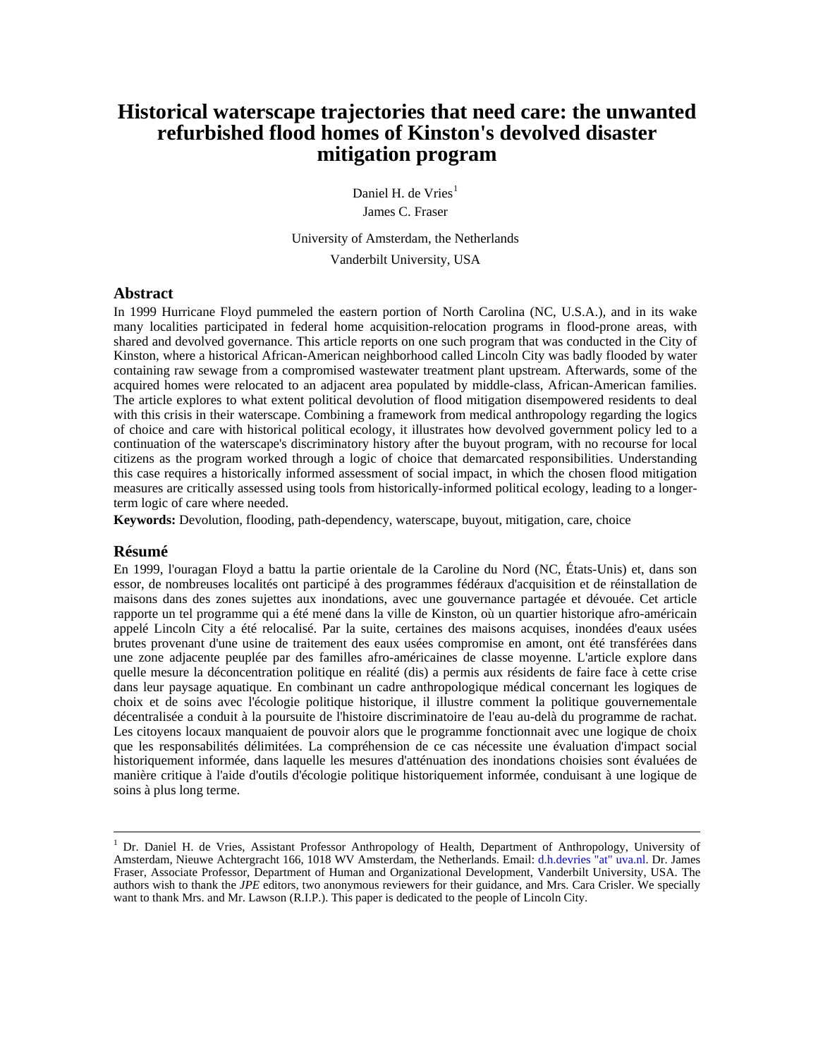# Historical waterscape trajectories that need care: the unwanted refurbished flood homes of Kinston's devolved disaster mitigation program

Daniel H. de Vries[1]

James C. Fraser

University of Amsterdam, the Netherlands

Vanderbilt University, USA

## Abstract

In 1999 Hurricane Floyd pummeled the eastern portion of North Carolina (NC, U.S.A.), and in its wake many localities participated in federal home acquisition-relocation programs in flood-prone areas, with shared and devolved governance. This article reports on one such program that was conducted in the City of Kinston, where a historical African-American neighborhood called Lincoln City was badly flooded by water containing raw sewage from a compromised wastewater treatment plant upstream. Afterwards, some of the acquired homes were relocated to an adjacent area populated by middle-class, African-American families. The article explores to what extent political devolution of flood mitigation disempowered residents to deal with this crisis in their waterscape. Combining a framework from medical anthropology regarding the logics of choice and care with historical political ecology, it illustrates how devolved government policy led to a continuation of the waterscape's discriminatory history after the buyout program, with no recourse for local citizens as the program worked through a logic of choice that demarcated responsibilities. Understanding this case requires a historically informed assessment of social impact, in which the chosen flood mitigation measures are critically assessed using tools from historically-informed political ecology, leading to a longer-term logic of care where needed.

**Keywords:** Devolution, flooding, path-dependency, waterscape, buyout, mitigation, care, choice

## Résumé

En 1999, l'ouragan Floyd a battu la partie orientale de la Caroline du Nord (NC, États-Unis) et, dans son essor, de nombreuses localités ont participé à des programmes fédéraux d'acquisition et de réinstallation de maisons dans des zones sujettes aux inondations, avec une gouvernance partagée et dévouée. Cet article rapporte un tel programme qui a été mené dans la ville de Kinston, où un quartier historique afro-américain appelé Lincoln City a été relocalisé. Par la suite, certaines des maisons acquises, inondées d'eaux usées brutes provenant d'une usine de traitement des eaux usées compromise en amont, ont été transférées dans une zone adjacente peuplée par des familles afro-américaines de classe moyenne. L'article explore dans quelle mesure la déconcentration politique en réalité (dis) a permis aux résidents de faire face à cette crise dans leur paysage aquatique. En combinant un cadre anthropologique médical concernant les logiques de choix et de soins avec l'écologie politique historique, il illustre comment la politique gouvernementale décentralisée a conduit à la poursuite de l'histoire discriminatoire de l'eau au-delà du programme de rachat. Les citoyens locaux manquaient de pouvoir alors que le programme fonctionnait avec une logique de choix que les responsabilités délimitées. La compréhension de ce cas nécessite une évaluation d'impact social historiquement informée, dans laquelle les mesures d'atténuation des inondations choisies sont évaluées de manière critique à l'aide d'outils d'écologie politique historiquement informée, conduisant à une logique de soins à plus long terme.

---

[1] Dr. Daniel H. de Vries, Assistant Professor Anthropology of Health, Department of Anthropology, University of Amsterdam, Nieuwe Achtergracht 166, 1018 WV Amsterdam, the Netherlands. Email: d.h.devries "at" uva.nl. Dr. James Fraser, Associate Professor, Department of Human and Organizational Development, Vanderbilt University, USA. The authors wish to thank the *JPE* editors, two anonymous reviewers for their guidance, and Mrs. Cara Crisler. We specially want to thank Mrs. and Mr. Lawson (R.I.P.). This paper is dedicated to the people of Lincoln City.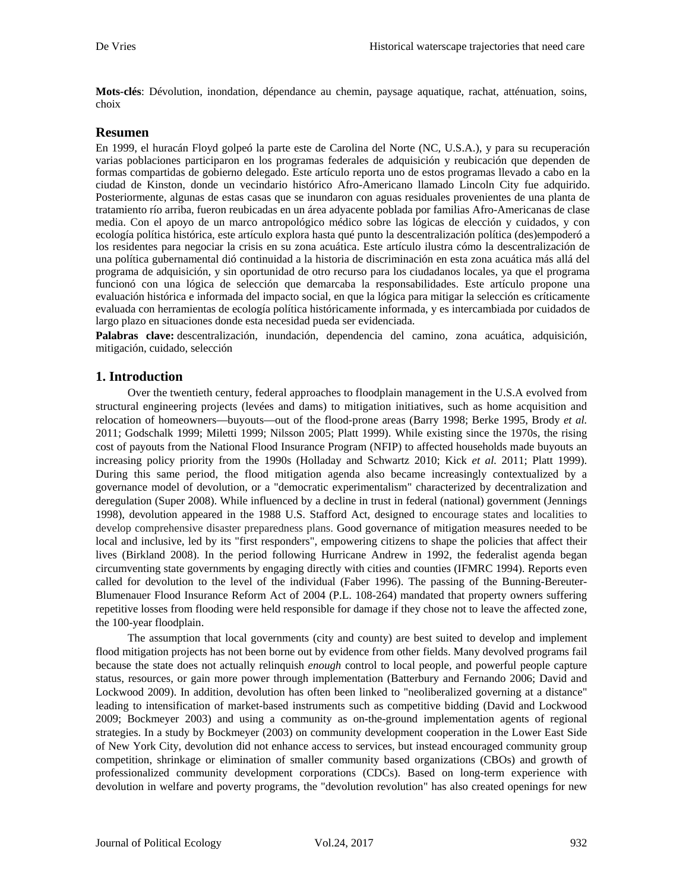**Mots-clés**: Dévolution, inondation, dépendance au chemin, paysage aquatique, rachat, atténuation, soins, choix

## Resumen

En 1999, el huracán Floyd golpeó la parte este de Carolina del Norte (NC, U.S.A.), y para su recuperación varias poblaciones participaron en los programas federales de adquisición y reubicación que dependen de formas compartidas de gobierno delegado. Este artículo reporta uno de estos programas llevado a cabo en la ciudad de Kinston, donde un vecindario histórico Afro-Americano llamado Lincoln City fue adquirido. Posteriormente, algunas de estas casas que se inundaron con aguas residuales provenientes de una planta de tratamiento río arriba, fueron reubicadas en un área adyacente poblada por familias Afro-Americanas de clase media. Con el apoyo de un marco antropológico médico sobre las lógicas de elección y cuidados, y con ecología política histórica, este artículo explora hasta qué punto la descentralización política (des)empoderó a los residentes para negociar la crisis en su zona acuática. Este artículo ilustra cómo la descentralización de una política gubernamental dió continuidad a la historia de discriminación en esta zona acuática más allá del programa de adquisición, y sin oportunidad de otro recurso para los ciudadanos locales, ya que el programa funcionó con una lógica de selección que demarcaba la responsabilidades. Este artículo propone una evaluación histórica e informada del impacto social, en que la lógica para mitigar la selección es críticamente evaluada con herramientas de ecología política históricamente informada, y es intercambiada por cuidados de largo plazo en situaciones donde esta necesidad pueda ser evidenciada.

**Palabras clave:** descentralización, inundación, dependencia del camino, zona acuática, adquisición, mitigación, cuidado, selección

## 1. Introduction

Over the twentieth century, federal approaches to floodplain management in the U.S.A evolved from structural engineering projects (levées and dams) to mitigation initiatives, such as home acquisition and relocation of homeowners—buyouts—out of the flood-prone areas (Barry 1998; Berke 1995, Brody *et al.* 2011; Godschalk 1999; Miletti 1999; Nilsson 2005; Platt 1999). While existing since the 1970s, the rising cost of payouts from the National Flood Insurance Program (NFIP) to affected households made buyouts an increasing policy priority from the 1990s (Holladay and Schwartz 2010; Kick *et al.* 2011; Platt 1999). During this same period, the flood mitigation agenda also became increasingly contextualized by a governance model of devolution, or a "democratic experimentalism" characterized by decentralization and deregulation (Super 2008). While influenced by a decline in trust in federal (national) government (Jennings 1998), devolution appeared in the 1988 U.S. Stafford Act, designed to encourage states and localities to develop comprehensive disaster preparedness plans. Good governance of mitigation measures needed to be local and inclusive, led by its "first responders", empowering citizens to shape the policies that affect their lives (Birkland 2008). In the period following Hurricane Andrew in 1992, the federalist agenda began circumventing state governments by engaging directly with cities and counties (IFMRC 1994). Reports even called for devolution to the level of the individual (Faber 1996). The passing of the Bunning-Bereuter-Blumenauer Flood Insurance Reform Act of 2004 (P.L. 108-264) mandated that property owners suffering repetitive losses from flooding were held responsible for damage if they chose not to leave the affected zone, the 100-year floodplain.

The assumption that local governments (city and county) are best suited to develop and implement flood mitigation projects has not been borne out by evidence from other fields. Many devolved programs fail because the state does not actually relinquish *enough* control to local people, and powerful people capture status, resources, or gain more power through implementation (Batterbury and Fernando 2006; David and Lockwood 2009). In addition, devolution has often been linked to "neoliberalized governing at a distance" leading to intensification of market-based instruments such as competitive bidding (David and Lockwood 2009; Bockmeyer 2003) and using a community as on-the-ground implementation agents of regional strategies. In a study by Bockmeyer (2003) on community development cooperation in the Lower East Side of New York City, devolution did not enhance access to services, but instead encouraged community group competition, shrinkage or elimination of smaller community based organizations (CBOs) and growth of professionalized community development corporations (CDCs). Based on long-term experience with devolution in welfare and poverty programs, the "devolution revolution" has also created openings for new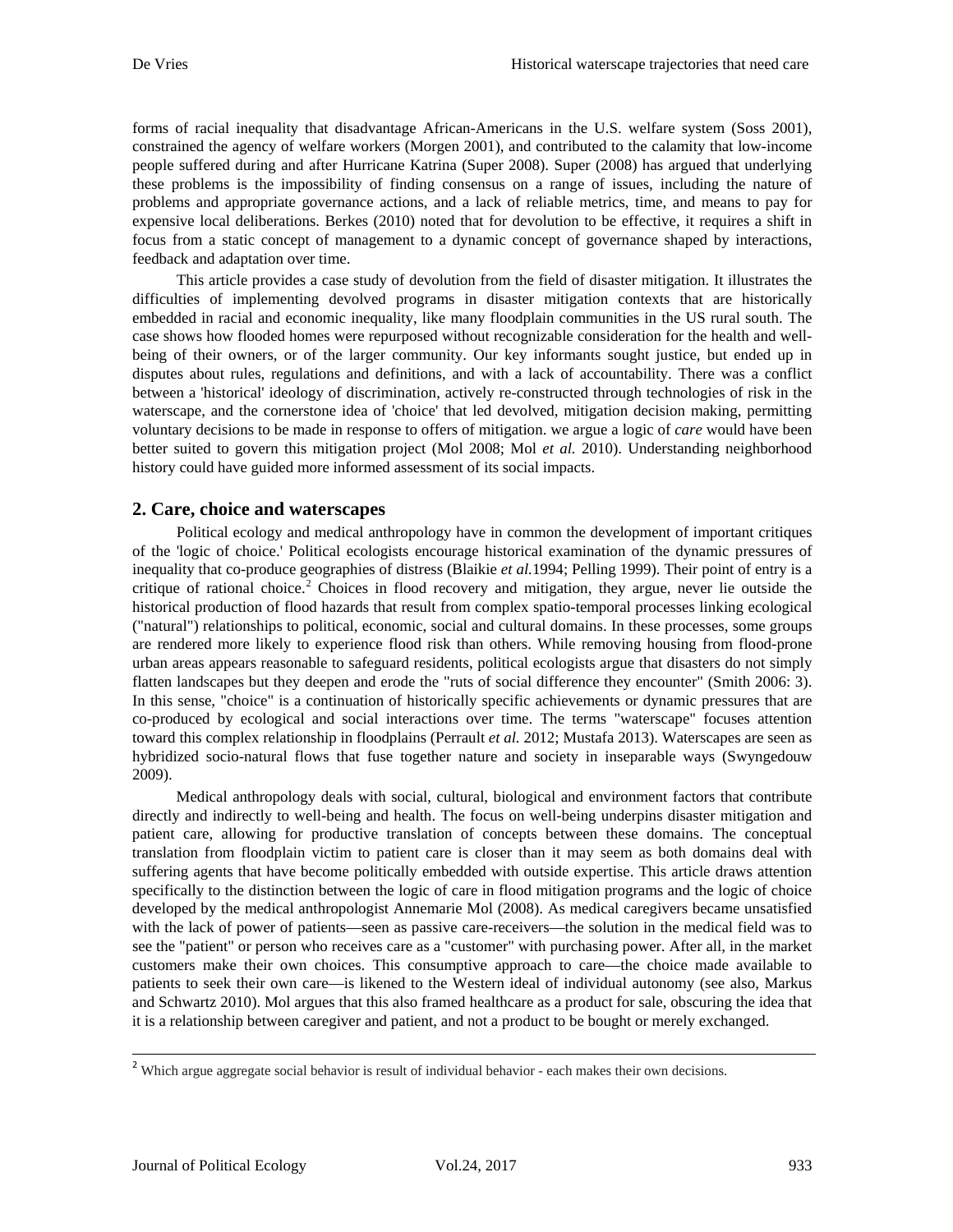forms of racial inequality that disadvantage African-Americans in the U.S. welfare system (Soss 2001), constrained the agency of welfare workers (Morgen 2001), and contributed to the calamity that low-income people suffered during and after Hurricane Katrina (Super 2008). Super (2008) has argued that underlying these problems is the impossibility of finding consensus on a range of issues, including the nature of problems and appropriate governance actions, and a lack of reliable metrics, time, and means to pay for expensive local deliberations. Berkes (2010) noted that for devolution to be effective, it requires a shift in focus from a static concept of management to a dynamic concept of governance shaped by interactions, feedback and adaptation over time.

This article provides a case study of devolution from the field of disaster mitigation. It illustrates the difficulties of implementing devolved programs in disaster mitigation contexts that are historically embedded in racial and economic inequality, like many floodplain communities in the US rural south. The case shows how flooded homes were repurposed without recognizable consideration for the health and well-being of their owners, or of the larger community. Our key informants sought justice, but ended up in disputes about rules, regulations and definitions, and with a lack of accountability. There was a conflict between a 'historical' ideology of discrimination, actively re-constructed through technologies of risk in the waterscape, and the cornerstone idea of 'choice' that led devolved, mitigation decision making, permitting voluntary decisions to be made in response to offers of mitigation. we argue a logic of *care* would have been better suited to govern this mitigation project (Mol 2008; Mol *et al.* 2010). Understanding neighborhood history could have guided more informed assessment of its social impacts.

## 2. Care, choice and waterscapes

Political ecology and medical anthropology have in common the development of important critiques of the 'logic of choice.' Political ecologists encourage historical examination of the dynamic pressures of inequality that co-produce geographies of distress (Blaikie *et al.*1994; Pelling 1999). Their point of entry is a critique of rational choice.[2] Choices in flood recovery and mitigation, they argue, never lie outside the historical production of flood hazards that result from complex spatio-temporal processes linking ecological ("natural") relationships to political, economic, social and cultural domains. In these processes, some groups are rendered more likely to experience flood risk than others. While removing housing from flood-prone urban areas appears reasonable to safeguard residents, political ecologists argue that disasters do not simply flatten landscapes but they deepen and erode the "ruts of social difference they encounter" (Smith 2006: 3). In this sense, "choice" is a continuation of historically specific achievements or dynamic pressures that are co-produced by ecological and social interactions over time. The terms "waterscape" focuses attention toward this complex relationship in floodplains (Perrault *et al.* 2012; Mustafa 2013). Waterscapes are seen as hybridized socio-natural flows that fuse together nature and society in inseparable ways (Swyngedouw 2009).

Medical anthropology deals with social, cultural, biological and environment factors that contribute directly and indirectly to well-being and health. The focus on well-being underpins disaster mitigation and patient care, allowing for productive translation of concepts between these domains. The conceptual translation from floodplain victim to patient care is closer than it may seem as both domains deal with suffering agents that have become politically embedded with outside expertise. This article draws attention specifically to the distinction between the logic of care in flood mitigation programs and the logic of choice developed by the medical anthropologist Annemarie Mol (2008). As medical caregivers became unsatisfied with the lack of power of patients—seen as passive care-receivers—the solution in the medical field was to see the "patient" or person who receives care as a "customer" with purchasing power. After all, in the market customers make their own choices. This consumptive approach to care—the choice made available to patients to seek their own care—is likened to the Western ideal of individual autonomy (see also, Markus and Schwartz 2010). Mol argues that this also framed healthcare as a product for sale, obscuring the idea that it is a relationship between caregiver and patient, and not a product to be bought or merely exchanged.

---

[2] Which argue aggregate social behavior is result of individual behavior - each makes their own decisions.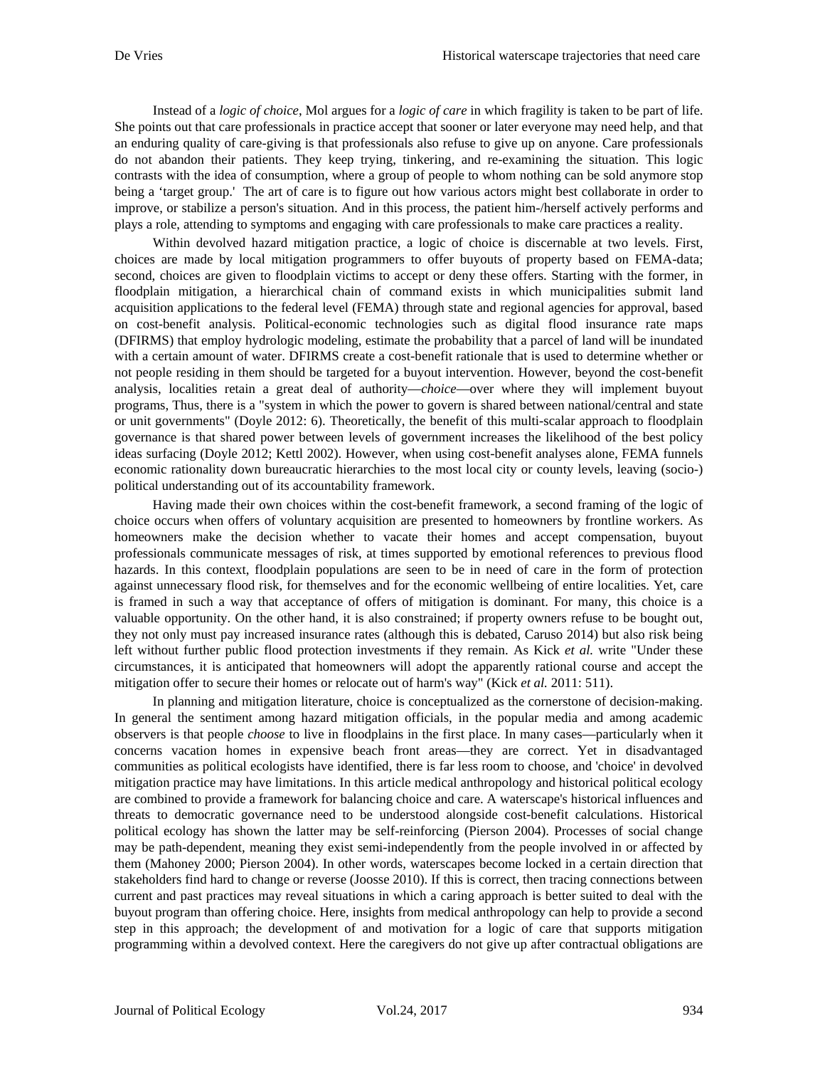Instead of a *logic of choice*, Mol argues for a *logic of care* in which fragility is taken to be part of life. She points out that care professionals in practice accept that sooner or later everyone may need help, and that an enduring quality of care-giving is that professionals also refuse to give up on anyone. Care professionals do not abandon their patients. They keep trying, tinkering, and re-examining the situation. This logic contrasts with the idea of consumption, where a group of people to whom nothing can be sold anymore stop being a 'target group.' The art of care is to figure out how various actors might best collaborate in order to improve, or stabilize a person's situation. And in this process, the patient him-/herself actively performs and plays a role, attending to symptoms and engaging with care professionals to make care practices a reality.

Within devolved hazard mitigation practice, a logic of choice is discernable at two levels. First, choices are made by local mitigation programmers to offer buyouts of property based on FEMA-data; second, choices are given to floodplain victims to accept or deny these offers. Starting with the former, in floodplain mitigation, a hierarchical chain of command exists in which municipalities submit land acquisition applications to the federal level (FEMA) through state and regional agencies for approval, based on cost-benefit analysis. Political-economic technologies such as digital flood insurance rate maps (DFIRMS) that employ hydrologic modeling, estimate the probability that a parcel of land will be inundated with a certain amount of water. DFIRMS create a cost-benefit rationale that is used to determine whether or not people residing in them should be targeted for a buyout intervention. However, beyond the cost-benefit analysis, localities retain a great deal of authority—*choice*—over where they will implement buyout programs, Thus, there is a "system in which the power to govern is shared between national/central and state or unit governments" (Doyle 2012: 6). Theoretically, the benefit of this multi-scalar approach to floodplain governance is that shared power between levels of government increases the likelihood of the best policy ideas surfacing (Doyle 2012; Kettl 2002). However, when using cost-benefit analyses alone, FEMA funnels economic rationality down bureaucratic hierarchies to the most local city or county levels, leaving (socio-) political understanding out of its accountability framework.

Having made their own choices within the cost-benefit framework, a second framing of the logic of choice occurs when offers of voluntary acquisition are presented to homeowners by frontline workers. As homeowners make the decision whether to vacate their homes and accept compensation, buyout professionals communicate messages of risk, at times supported by emotional references to previous flood hazards. In this context, floodplain populations are seen to be in need of care in the form of protection against unnecessary flood risk, for themselves and for the economic wellbeing of entire localities. Yet, care is framed in such a way that acceptance of offers of mitigation is dominant. For many, this choice is a valuable opportunity. On the other hand, it is also constrained; if property owners refuse to be bought out, they not only must pay increased insurance rates (although this is debated, Caruso 2014) but also risk being left without further public flood protection investments if they remain. As Kick *et al.* write "Under these circumstances, it is anticipated that homeowners will adopt the apparently rational course and accept the mitigation offer to secure their homes or relocate out of harm's way" (Kick *et al.* 2011: 511).

In planning and mitigation literature, choice is conceptualized as the cornerstone of decision-making. In general the sentiment among hazard mitigation officials, in the popular media and among academic observers is that people *choose* to live in floodplains in the first place. In many cases—particularly when it concerns vacation homes in expensive beach front areas—they are correct. Yet in disadvantaged communities as political ecologists have identified, there is far less room to choose, and 'choice' in devolved mitigation practice may have limitations. In this article medical anthropology and historical political ecology are combined to provide a framework for balancing choice and care. A waterscape's historical influences and threats to democratic governance need to be understood alongside cost-benefit calculations. Historical political ecology has shown the latter may be self-reinforcing (Pierson 2004). Processes of social change may be path-dependent, meaning they exist semi-independently from the people involved in or affected by them (Mahoney 2000; Pierson 2004). In other words, waterscapes become locked in a certain direction that stakeholders find hard to change or reverse (Joosse 2010). If this is correct, then tracing connections between current and past practices may reveal situations in which a caring approach is better suited to deal with the buyout program than offering choice. Here, insights from medical anthropology can help to provide a second step in this approach; the development of and motivation for a logic of care that supports mitigation programming within a devolved context. Here the caregivers do not give up after contractual obligations are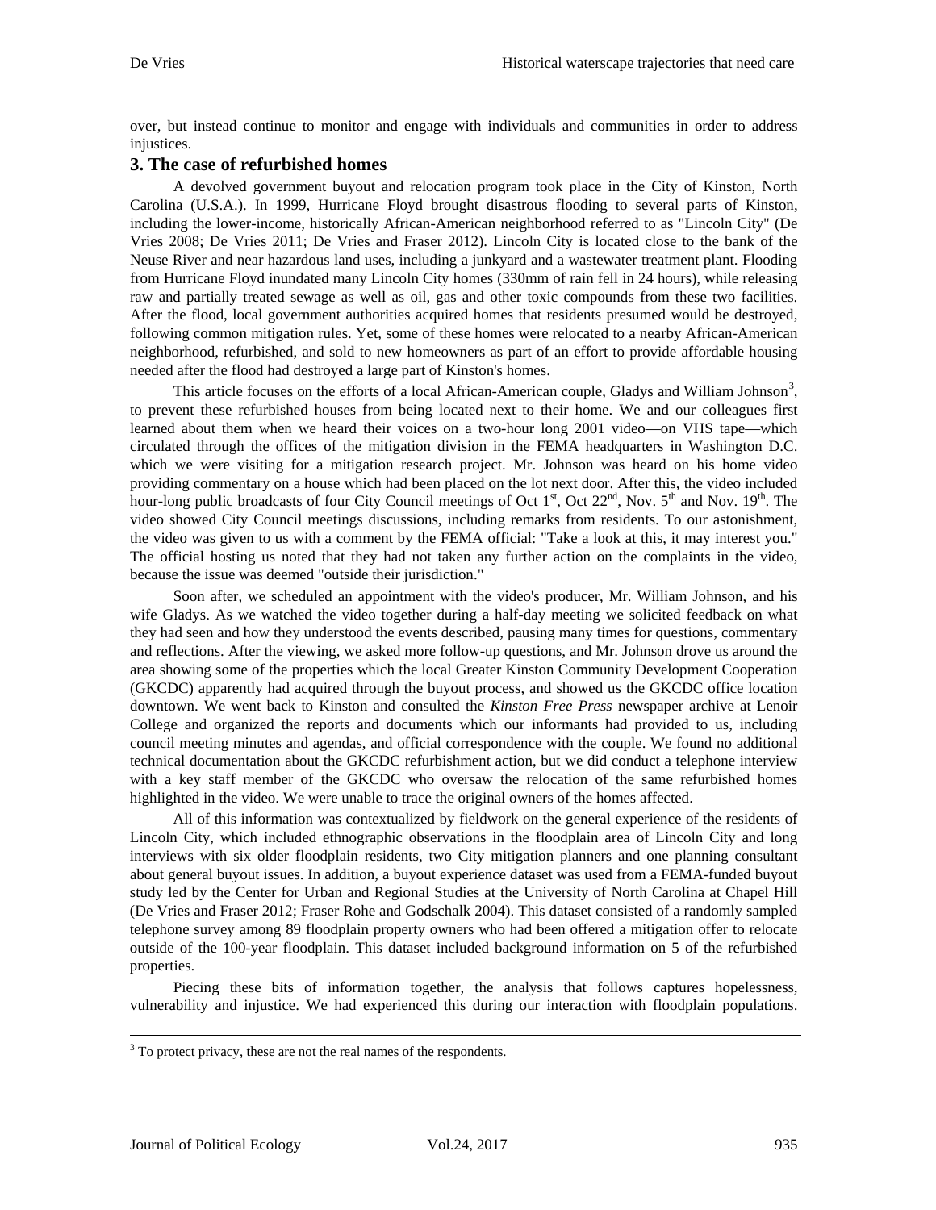over, but instead continue to monitor and engage with individuals and communities in order to address injustices.

## 3. The case of refurbished homes

A devolved government buyout and relocation program took place in the City of Kinston, North Carolina (U.S.A.). In 1999, Hurricane Floyd brought disastrous flooding to several parts of Kinston, including the lower-income, historically African-American neighborhood referred to as "Lincoln City" (De Vries 2008; De Vries 2011; De Vries and Fraser 2012). Lincoln City is located close to the bank of the Neuse River and near hazardous land uses, including a junkyard and a wastewater treatment plant. Flooding from Hurricane Floyd inundated many Lincoln City homes (330mm of rain fell in 24 hours), while releasing raw and partially treated sewage as well as oil, gas and other toxic compounds from these two facilities. After the flood, local government authorities acquired homes that residents presumed would be destroyed, following common mitigation rules. Yet, some of these homes were relocated to a nearby African-American neighborhood, refurbished, and sold to new homeowners as part of an effort to provide affordable housing needed after the flood had destroyed a large part of Kinston's homes.

This article focuses on the efforts of a local African-American couple, Gladys and William Johnson[3], to prevent these refurbished houses from being located next to their home. We and our colleagues first learned about them when we heard their voices on a two-hour long 2001 video—on VHS tape—which circulated through the offices of the mitigation division in the FEMA headquarters in Washington D.C. which we were visiting for a mitigation research project. Mr. Johnson was heard on his home video providing commentary on a house which had been placed on the lot next door. After this, the video included hour-long public broadcasts of four City Council meetings of Oct 1st, Oct 22nd, Nov. 5th and Nov. 19th. The video showed City Council meetings discussions, including remarks from residents. To our astonishment, the video was given to us with a comment by the FEMA official: "Take a look at this, it may interest you." The official hosting us noted that they had not taken any further action on the complaints in the video, because the issue was deemed "outside their jurisdiction."

Soon after, we scheduled an appointment with the video's producer, Mr. William Johnson, and his wife Gladys. As we watched the video together during a half-day meeting we solicited feedback on what they had seen and how they understood the events described, pausing many times for questions, commentary and reflections. After the viewing, we asked more follow-up questions, and Mr. Johnson drove us around the area showing some of the properties which the local Greater Kinston Community Development Cooperation (GKCDC) apparently had acquired through the buyout process, and showed us the GKCDC office location downtown. We went back to Kinston and consulted the *Kinston Free Press* newspaper archive at Lenoir College and organized the reports and documents which our informants had provided to us, including council meeting minutes and agendas, and official correspondence with the couple. We found no additional technical documentation about the GKCDC refurbishment action, but we did conduct a telephone interview with a key staff member of the GKCDC who oversaw the relocation of the same refurbished homes highlighted in the video. We were unable to trace the original owners of the homes affected.

All of this information was contextualized by fieldwork on the general experience of the residents of Lincoln City, which included ethnographic observations in the floodplain area of Lincoln City and long interviews with six older floodplain residents, two City mitigation planners and one planning consultant about general buyout issues. In addition, a buyout experience dataset was used from a FEMA-funded buyout study led by the Center for Urban and Regional Studies at the University of North Carolina at Chapel Hill (De Vries and Fraser 2012; Fraser Rohe and Godschalk 2004). This dataset consisted of a randomly sampled telephone survey among 89 floodplain property owners who had been offered a mitigation offer to relocate outside of the 100-year floodplain. This dataset included background information on 5 of the refurbished properties.

Piecing these bits of information together, the analysis that follows captures hopelessness, vulnerability and injustice. We had experienced this during our interaction with floodplain populations.

[3] To protect privacy, these are not the real names of the respondents.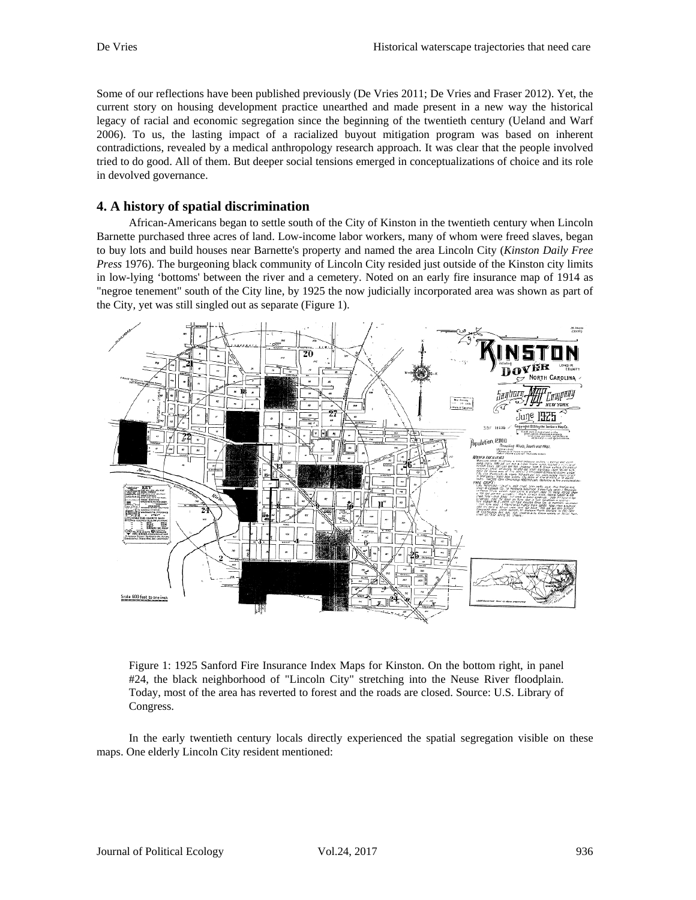Some of our reflections have been published previously (De Vries 2011; De Vries and Fraser 2012). Yet, the current story on housing development practice unearthed and made present in a new way the historical legacy of racial and economic segregation since the beginning of the twentieth century (Ueland and Warf 2006). To us, the lasting impact of a racialized buyout mitigation program was based on inherent contradictions, revealed by a medical anthropology research approach. It was clear that the people involved tried to do good. All of them. But deeper social tensions emerged in conceptualizations of choice and its role in devolved governance.

## 4. A history of spatial discrimination

African-Americans began to settle south of the City of Kinston in the twentieth century when Lincoln Barnette purchased three acres of land. Low-income labor workers, many of whom were freed slaves, began to buy lots and build houses near Barnette's property and named the area Lincoln City (*Kinston Daily Free Press* 1976). The burgeoning black community of Lincoln City resided just outside of the Kinston city limits in low-lying 'bottoms' between the river and a cemetery. Noted on an early fire insurance map of 1914 as "negroe tenement" south of the City line, by 1925 the now judicially incorporated area was shown as part of the City, yet was still singled out as separate (Figure 1).

Figure 1: 1925 Sanford Fire Insurance Index Maps for Kinston. On the bottom right, in panel #24, the black neighborhood of "Lincoln City" stretching into the Neuse River floodplain. Today, most of the area has reverted to forest and the roads are closed. Source: U.S. Library of Congress.

In the early twentieth century locals directly experienced the spatial segregation visible on these maps. One elderly Lincoln City resident mentioned: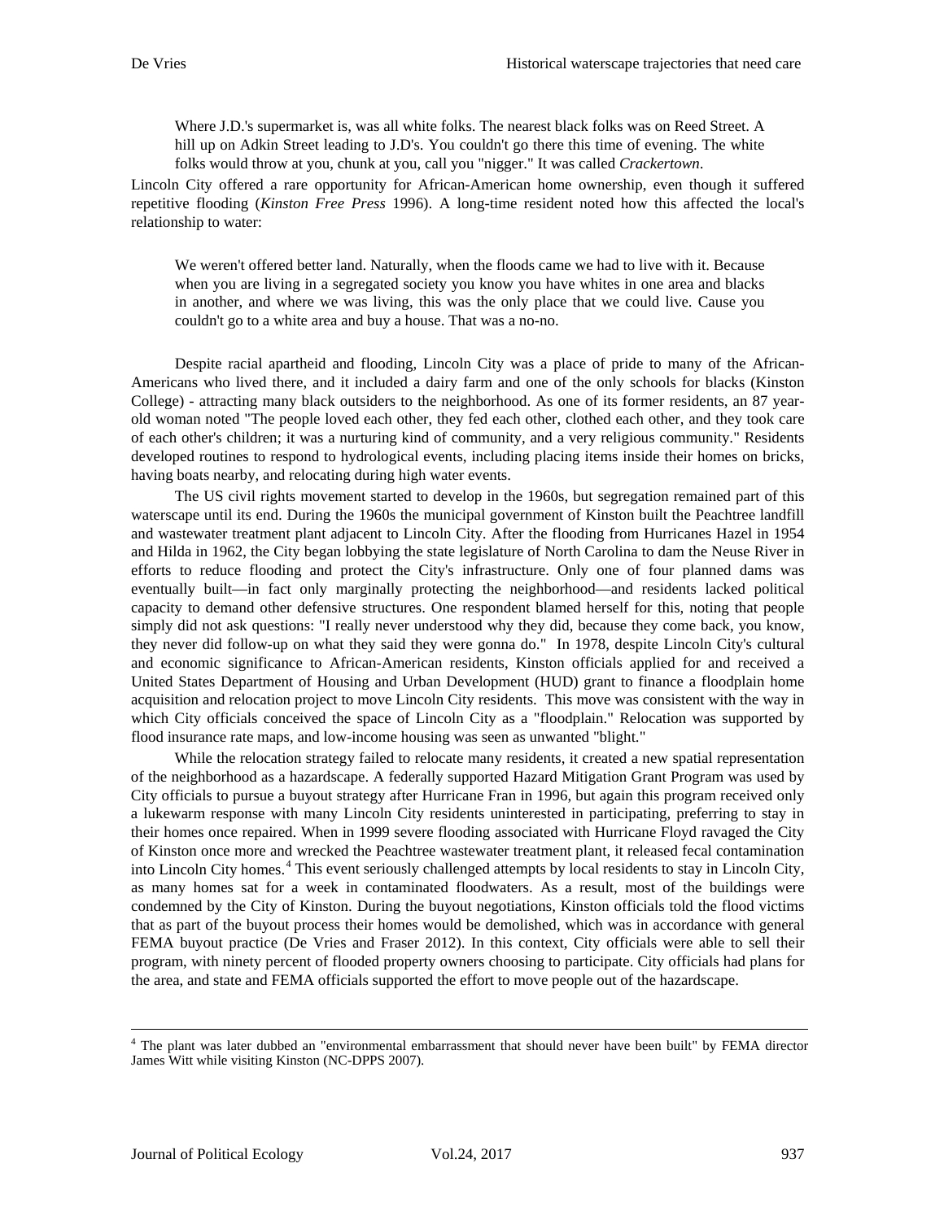> Where J.D.'s supermarket is, was all white folks. The nearest black folks was on Reed Street. A hill up on Adkin Street leading to J.D's. You couldn't go there this time of evening. The white folks would throw at you, chunk at you, call you "nigger." It was called *Crackertown*.

Lincoln City offered a rare opportunity for African-American home ownership, even though it suffered repetitive flooding (*Kinston Free Press* 1996). A long-time resident noted how this affected the local's relationship to water:

> We weren't offered better land. Naturally, when the floods came we had to live with it. Because when you are living in a segregated society you know you have whites in one area and blacks in another, and where we was living, this was the only place that we could live. Cause you couldn't go to a white area and buy a house. That was a no-no.

Despite racial apartheid and flooding, Lincoln City was a place of pride to many of the African-Americans who lived there, and it included a dairy farm and one of the only schools for blacks (Kinston College) - attracting many black outsiders to the neighborhood. As one of its former residents, an 87 year-old woman noted "The people loved each other, they fed each other, clothed each other, and they took care of each other's children; it was a nurturing kind of community, and a very religious community." Residents developed routines to respond to hydrological events, including placing items inside their homes on bricks, having boats nearby, and relocating during high water events.

The US civil rights movement started to develop in the 1960s, but segregation remained part of this waterscape until its end. During the 1960s the municipal government of Kinston built the Peachtree landfill and wastewater treatment plant adjacent to Lincoln City. After the flooding from Hurricanes Hazel in 1954 and Hilda in 1962, the City began lobbying the state legislature of North Carolina to dam the Neuse River in efforts to reduce flooding and protect the City's infrastructure. Only one of four planned dams was eventually built—in fact only marginally protecting the neighborhood—and residents lacked political capacity to demand other defensive structures. One respondent blamed herself for this, noting that people simply did not ask questions: "I really never understood why they did, because they come back, you know, they never did follow-up on what they said they were gonna do." In 1978, despite Lincoln City's cultural and economic significance to African-American residents, Kinston officials applied for and received a United States Department of Housing and Urban Development (HUD) grant to finance a floodplain home acquisition and relocation project to move Lincoln City residents. This move was consistent with the way in which City officials conceived the space of Lincoln City as a "floodplain." Relocation was supported by flood insurance rate maps, and low-income housing was seen as unwanted "blight."

While the relocation strategy failed to relocate many residents, it created a new spatial representation of the neighborhood as a hazardscape. A federally supported Hazard Mitigation Grant Program was used by City officials to pursue a buyout strategy after Hurricane Fran in 1996, but again this program received only a lukewarm response with many Lincoln City residents uninterested in participating, preferring to stay in their homes once repaired. When in 1999 severe flooding associated with Hurricane Floyd ravaged the City of Kinston once more and wrecked the Peachtree wastewater treatment plant, it released fecal contamination into Lincoln City homes.[4] This event seriously challenged attempts by local residents to stay in Lincoln City, as many homes sat for a week in contaminated floodwaters. As a result, most of the buildings were condemned by the City of Kinston. During the buyout negotiations, Kinston officials told the flood victims that as part of the buyout process their homes would be demolished, which was in accordance with general FEMA buyout practice (De Vries and Fraser 2012). In this context, City officials were able to sell their program, with ninety percent of flooded property owners choosing to participate. City officials had plans for the area, and state and FEMA officials supported the effort to move people out of the hazardscape.

[4] The plant was later dubbed an "environmental embarrassment that should never have been built" by FEMA director James Witt while visiting Kinston (NC-DPPS 2007).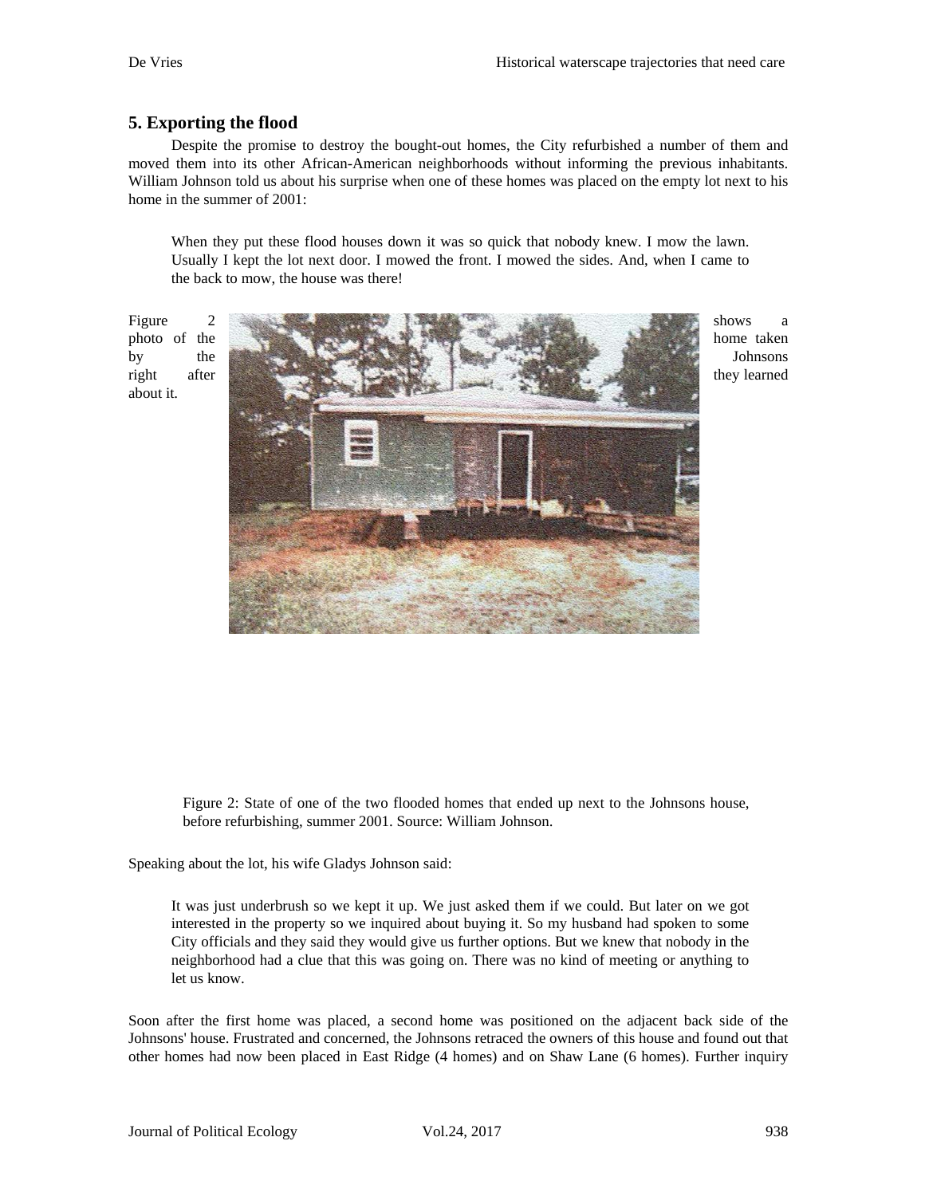## 5. Exporting the flood

Despite the promise to destroy the bought-out homes, the City refurbished a number of them and moved them into its other African-American neighborhoods without informing the previous inhabitants. William Johnson told us about his surprise when one of these homes was placed on the empty lot next to his home in the summer of 2001:

> When they put these flood houses down it was so quick that nobody knew. I mow the lawn. Usually I kept the lot next door. I mowed the front. I mowed the sides. And, when I came to the back to mow, the house was there!

Figure 2 shows a photo of the home taken by the Johnsons right after they learned about it.

Figure 2: State of one of the two flooded homes that ended up next to the Johnsons house, before refurbishing, summer 2001. Source: William Johnson.

Speaking about the lot, his wife Gladys Johnson said:

> It was just underbrush so we kept it up. We just asked them if we could. But later on we got interested in the property so we inquired about buying it. So my husband had spoken to some City officials and they said they would give us further options. But we knew that nobody in the neighborhood had a clue that this was going on. There was no kind of meeting or anything to let us know.

Soon after the first home was placed, a second home was positioned on the adjacent back side of the Johnsons' house. Frustrated and concerned, the Johnsons retraced the owners of this house and found out that other homes had now been placed in East Ridge (4 homes) and on Shaw Lane (6 homes). Further inquiry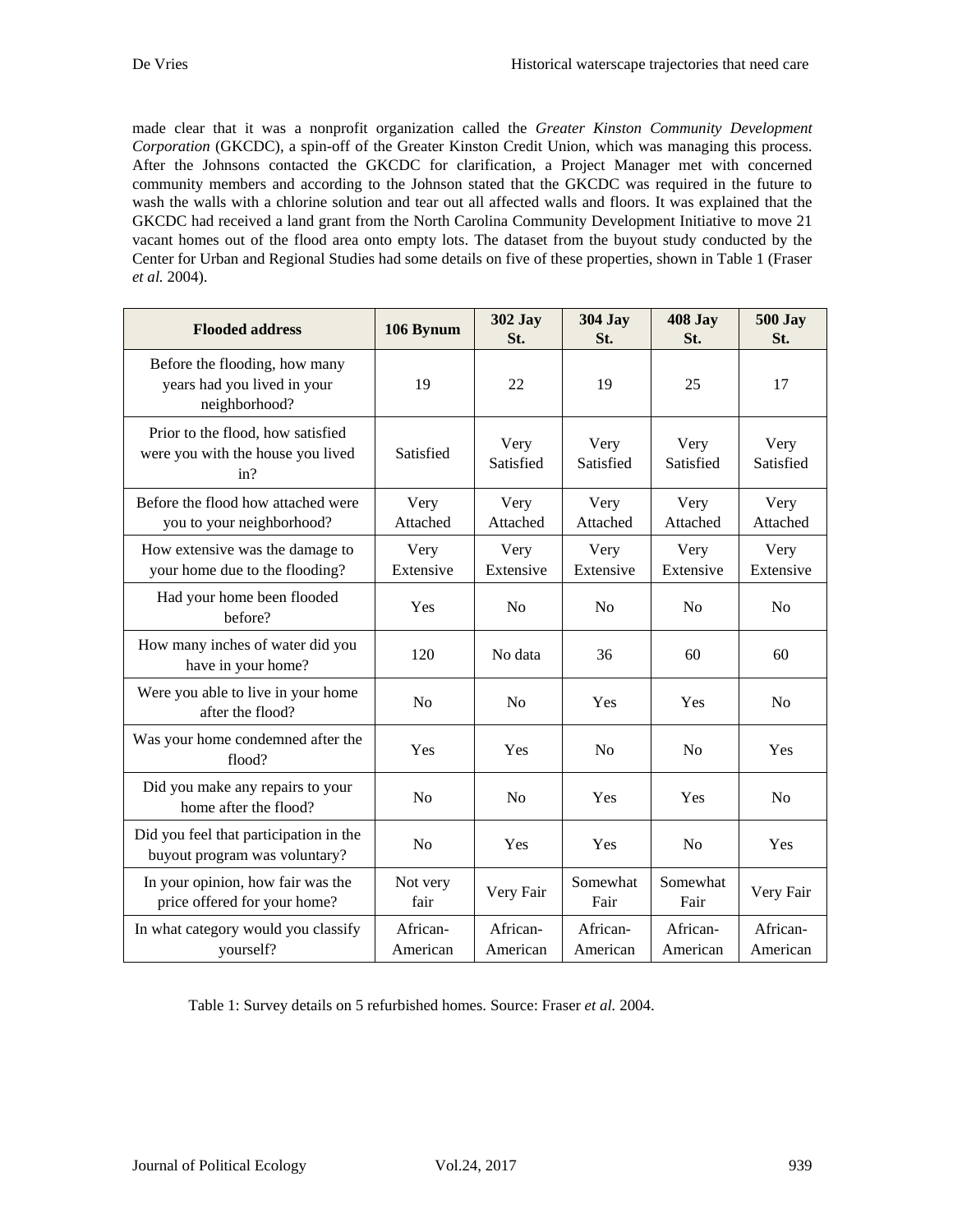made clear that it was a nonprofit organization called the *Greater Kinston Community Development Corporation* (GKCDC), a spin-off of the Greater Kinston Credit Union, which was managing this process. After the Johnsons contacted the GKCDC for clarification, a Project Manager met with concerned community members and according to the Johnson stated that the GKCDC was required in the future to wash the walls with a chlorine solution and tear out all affected walls and floors. It was explained that the GKCDC had received a land grant from the North Carolina Community Development Initiative to move 21 vacant homes out of the flood area onto empty lots. The dataset from the buyout study conducted by the Center for Urban and Regional Studies had some details on five of these properties, shown in Table 1 (Fraser *et al.* 2004).

| Flooded address | 106 Bynum | 302 Jay St. | 304 Jay St. | 408 Jay St. | 500 Jay St. |
|---|---|---|---|---|---|
| Before the flooding, how many years had you lived in your neighborhood? | 19 | 22 | 19 | 25 | 17 |
| Prior to the flood, how satisfied were you with the house you lived in? | Satisfied | Very Satisfied | Very Satisfied | Very Satisfied | Very Satisfied |
| Before the flood how attached were you to your neighborhood? | Very Attached | Very Attached | Very Attached | Very Attached | Very Attached |
| How extensive was the damage to your home due to the flooding? | Very Extensive | Very Extensive | Very Extensive | Very Extensive | Very Extensive |
| Had your home been flooded before? | Yes | No | No | No | No |
| How many inches of water did you have in your home? | 120 | No data | 36 | 60 | 60 |
| Were you able to live in your home after the flood? | No | No | Yes | Yes | No |
| Was your home condemned after the flood? | Yes | Yes | No | No | Yes |
| Did you make any repairs to your home after the flood? | No | No | Yes | Yes | No |
| Did you feel that participation in the buyout program was voluntary? | No | Yes | Yes | No | Yes |
| In your opinion, how fair was the price offered for your home? | Not very fair | Very Fair | Somewhat Fair | Somewhat Fair | Very Fair |
| In what category would you classify yourself? | African-American | African-American | African-American | African-American | African-American |

Table 1: Survey details on 5 refurbished homes. Source: Fraser *et al.* 2004.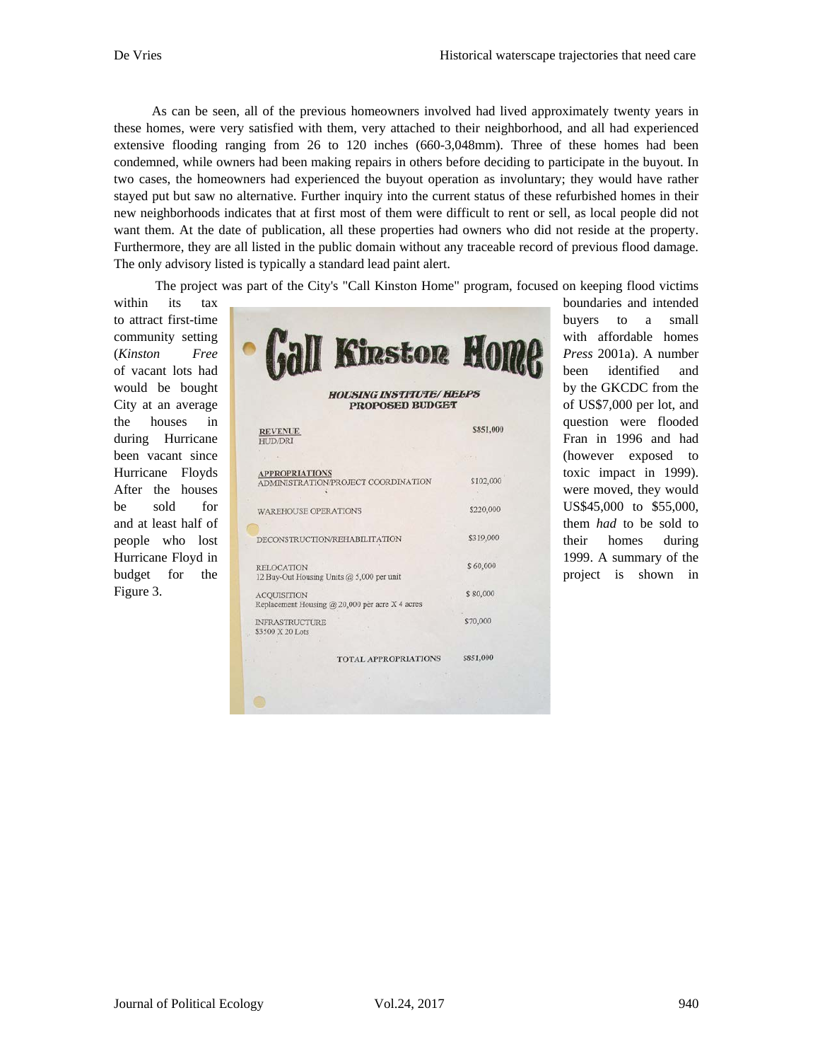As can be seen, all of the previous homeowners involved had lived approximately twenty years in these homes, were very satisfied with them, very attached to their neighborhood, and all had experienced extensive flooding ranging from 26 to 120 inches (660-3,048mm). Three of these homes had been condemned, while owners had been making repairs in others before deciding to participate in the buyout. In two cases, the homeowners had experienced the buyout operation as involuntary; they would have rather stayed put but saw no alternative. Further inquiry into the current status of these refurbished homes in their new neighborhoods indicates that at first most of them were difficult to rent or sell, as local people did not want them. At the date of publication, all these properties had owners who did not reside at the property. Furthermore, they are all listed in the public domain without any traceable record of previous flood damage. The only advisory listed is typically a standard lead paint alert.

The project was part of the City's "Call Kinston Home" program, focused on keeping flood victims within its tax boundaries and intended to attract first-time buyers to a small community setting with affordable homes (*Kinston Free Press* 2001a). A number of vacant lots had been identified and would be bought by the GKCDC from the City at an average of US$7,000 per lot, and the houses in question were flooded during Hurricane Fran in 1996 and had been vacant since (however exposed to Hurricane Floyds toxic impact in 1999). After the houses were moved, they would be sold for US$45,000 to $55,000, and at least half of them *had* to be sold to people who lost their homes during Hurricane Floyd in 1999. A summary of the budget for the project is shown in Figure 3.

**Call Kinston Home**

**HOUSING INSTITUTE/ HELPS PROPOSED BUDGET**

| | |
|---|---|
| **REVENUE** HUD/DRI | $851,000 |
| **APPROPRIATIONS** ADMINISTRATION/PROJECT COORDINATION | $102,000 |
| WAREHOUSE OPERATIONS | $220,000 |
| DECONSTRUCTION/REHABILITATION | $319,000 |
| RELOCATION 12 Buy-Out Housing Units @ 5,000 per unit | $ 60,000 |
| ACQUISITION Replacement Housing @ 20,000 per acre X 4 acres | $ 80,000 |
| INFRASTRUCTURE $3500 X 20 Lots | $70,000 |
| TOTAL APPROPRIATIONS | $851,000 |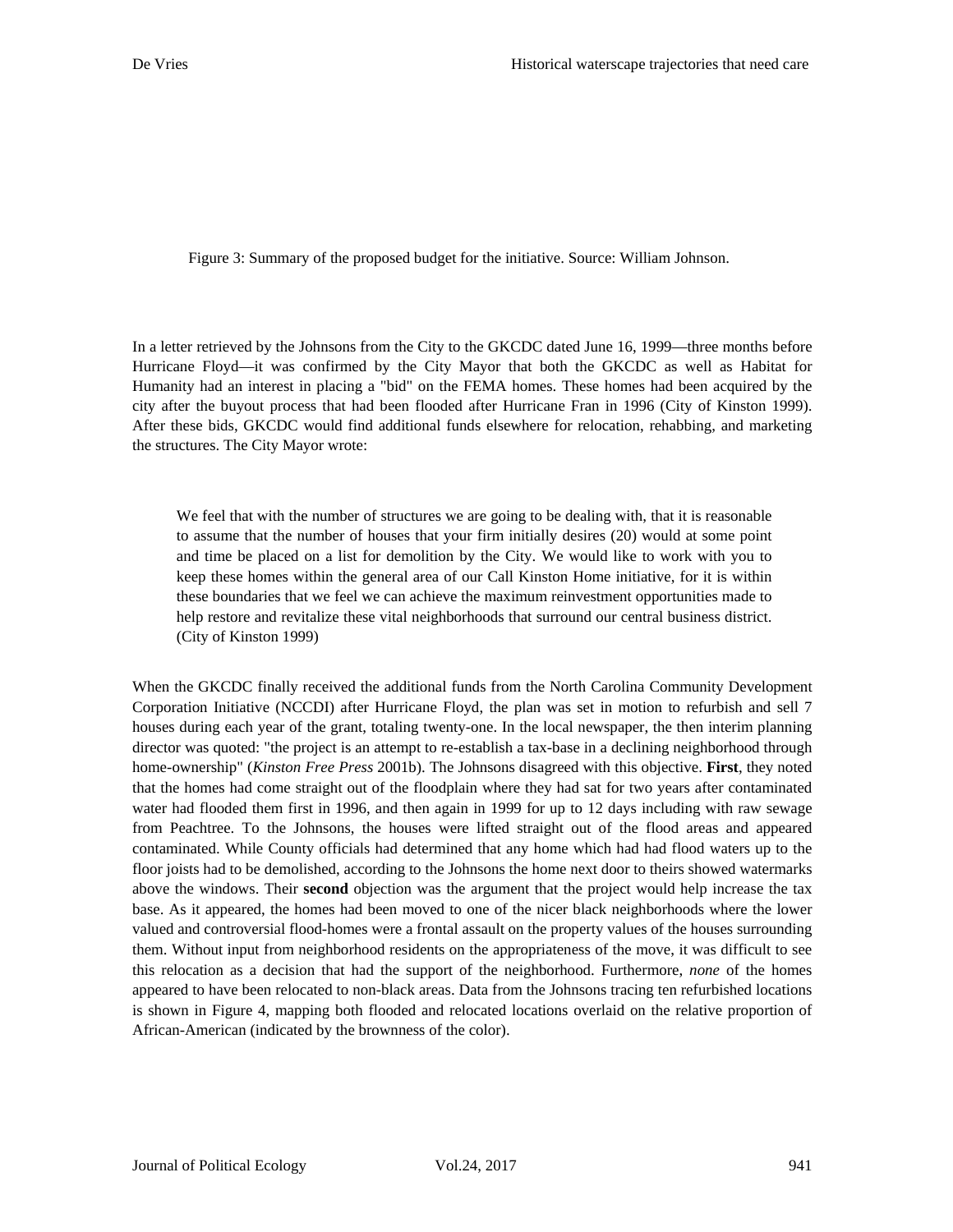Figure 3: Summary of the proposed budget for the initiative. Source: William Johnson.

In a letter retrieved by the Johnsons from the City to the GKCDC dated June 16, 1999—three months before Hurricane Floyd—it was confirmed by the City Mayor that both the GKCDC as well as Habitat for Humanity had an interest in placing a "bid" on the FEMA homes. These homes had been acquired by the city after the buyout process that had been flooded after Hurricane Fran in 1996 (City of Kinston 1999). After these bids, GKCDC would find additional funds elsewhere for relocation, rehabbing, and marketing the structures. The City Mayor wrote:

> We feel that with the number of structures we are going to be dealing with, that it is reasonable to assume that the number of houses that your firm initially desires (20) would at some point and time be placed on a list for demolition by the City. We would like to work with you to keep these homes within the general area of our Call Kinston Home initiative, for it is within these boundaries that we feel we can achieve the maximum reinvestment opportunities made to help restore and revitalize these vital neighborhoods that surround our central business district. (City of Kinston 1999)

When the GKCDC finally received the additional funds from the North Carolina Community Development Corporation Initiative (NCCDI) after Hurricane Floyd, the plan was set in motion to refurbish and sell 7 houses during each year of the grant, totaling twenty-one. In the local newspaper, the then interim planning director was quoted: "the project is an attempt to re-establish a tax-base in a declining neighborhood through home-ownership" (*Kinston Free Press* 2001b). The Johnsons disagreed with this objective. **First**, they noted that the homes had come straight out of the floodplain where they had sat for two years after contaminated water had flooded them first in 1996, and then again in 1999 for up to 12 days including with raw sewage from Peachtree. To the Johnsons, the houses were lifted straight out of the flood areas and appeared contaminated. While County officials had determined that any home which had had flood waters up to the floor joists had to be demolished, according to the Johnsons the home next door to theirs showed watermarks above the windows. Their **second** objection was the argument that the project would help increase the tax base. As it appeared, the homes had been moved to one of the nicer black neighborhoods where the lower valued and controversial flood-homes were a frontal assault on the property values of the houses surrounding them. Without input from neighborhood residents on the appropriateness of the move, it was difficult to see this relocation as a decision that had the support of the neighborhood. Furthermore, *none* of the homes appeared to have been relocated to non-black areas. Data from the Johnsons tracing ten refurbished locations is shown in Figure 4, mapping both flooded and relocated locations overlaid on the relative proportion of African-American (indicated by the brownness of the color).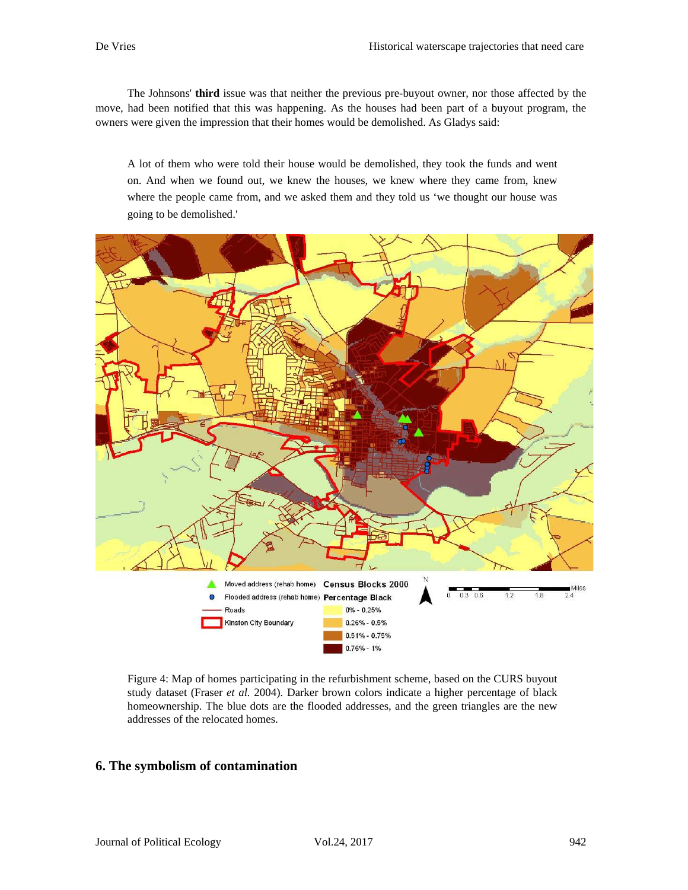The Johnsons' **third** issue was that neither the previous pre-buyout owner, nor those affected by the move, had been notified that this was happening. As the houses had been part of a buyout program, the owners were given the impression that their homes would be demolished. As Gladys said:

> A lot of them who were told their house would be demolished, they took the funds and went on. And when we found out, we knew the houses, we knew where they came from, knew where the people came from, and we asked them and they told us 'we thought our house was going to be demolished.'

Figure 4: Map of homes participating in the refurbishment scheme, based on the CURS buyout study dataset (Fraser *et al.* 2004). Darker brown colors indicate a higher percentage of black homeownership. The blue dots are the flooded addresses, and the green triangles are the new addresses of the relocated homes.

## 6. The symbolism of contamination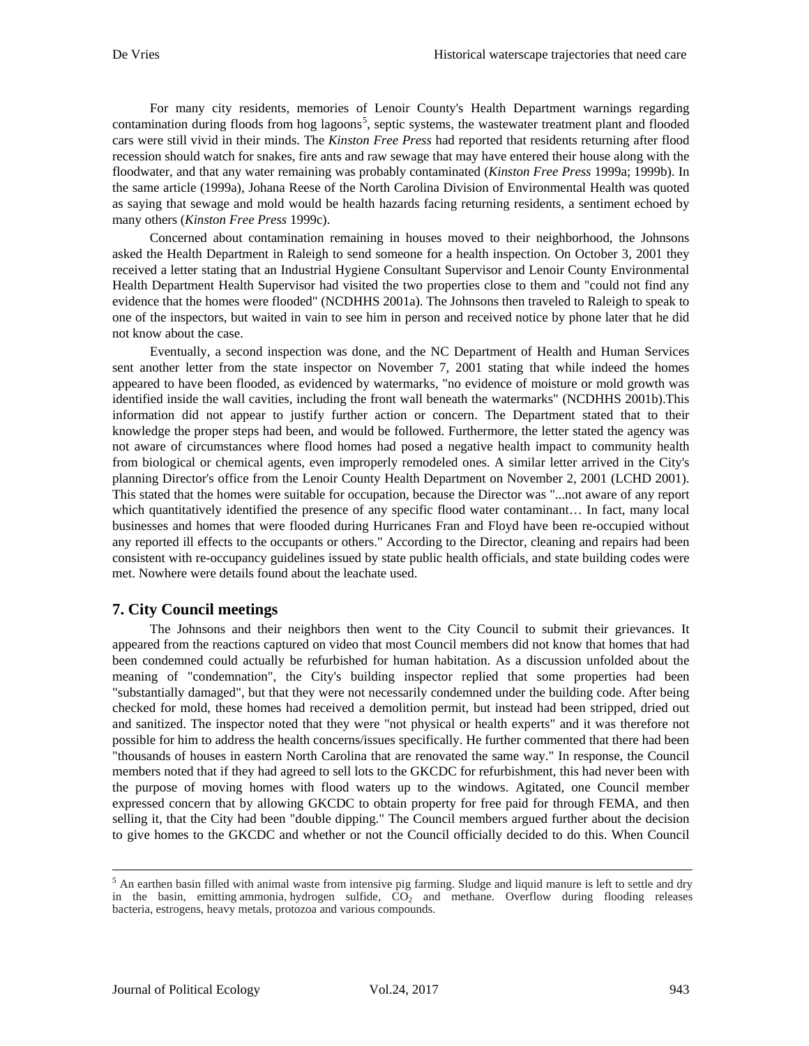For many city residents, memories of Lenoir County's Health Department warnings regarding contamination during floods from hog lagoons[5], septic systems, the wastewater treatment plant and flooded cars were still vivid in their minds. The *Kinston Free Press* had reported that residents returning after flood recession should watch for snakes, fire ants and raw sewage that may have entered their house along with the floodwater, and that any water remaining was probably contaminated (*Kinston Free Press* 1999a; 1999b). In the same article (1999a), Johana Reese of the North Carolina Division of Environmental Health was quoted as saying that sewage and mold would be health hazards facing returning residents, a sentiment echoed by many others (*Kinston Free Press* 1999c).

Concerned about contamination remaining in houses moved to their neighborhood, the Johnsons asked the Health Department in Raleigh to send someone for a health inspection. On October 3, 2001 they received a letter stating that an Industrial Hygiene Consultant Supervisor and Lenoir County Environmental Health Department Health Supervisor had visited the two properties close to them and "could not find any evidence that the homes were flooded" (NCDHHS 2001a). The Johnsons then traveled to Raleigh to speak to one of the inspectors, but waited in vain to see him in person and received notice by phone later that he did not know about the case.

Eventually, a second inspection was done, and the NC Department of Health and Human Services sent another letter from the state inspector on November 7, 2001 stating that while indeed the homes appeared to have been flooded, as evidenced by watermarks, "no evidence of moisture or mold growth was identified inside the wall cavities, including the front wall beneath the watermarks" (NCDHHS 2001b).This information did not appear to justify further action or concern. The Department stated that to their knowledge the proper steps had been, and would be followed. Furthermore, the letter stated the agency was not aware of circumstances where flood homes had posed a negative health impact to community health from biological or chemical agents, even improperly remodeled ones. A similar letter arrived in the City's planning Director's office from the Lenoir County Health Department on November 2, 2001 (LCHD 2001). This stated that the homes were suitable for occupation, because the Director was "...not aware of any report which quantitatively identified the presence of any specific flood water contaminant… In fact, many local businesses and homes that were flooded during Hurricanes Fran and Floyd have been re-occupied without any reported ill effects to the occupants or others." According to the Director, cleaning and repairs had been consistent with re-occupancy guidelines issued by state public health officials, and state building codes were met. Nowhere were details found about the leachate used.

## 7. City Council meetings

The Johnsons and their neighbors then went to the City Council to submit their grievances. It appeared from the reactions captured on video that most Council members did not know that homes that had been condemned could actually be refurbished for human habitation. As a discussion unfolded about the meaning of "condemnation", the City's building inspector replied that some properties had been "substantially damaged", but that they were not necessarily condemned under the building code. After being checked for mold, these homes had received a demolition permit, but instead had been stripped, dried out and sanitized. The inspector noted that they were "not physical or health experts" and it was therefore not possible for him to address the health concerns/issues specifically. He further commented that there had been "thousands of houses in eastern North Carolina that are renovated the same way." In response, the Council members noted that if they had agreed to sell lots to the GKCDC for refurbishment, this had never been with the purpose of moving homes with flood waters up to the windows. Agitated, one Council member expressed concern that by allowing GKCDC to obtain property for free paid for through FEMA, and then selling it, that the City had been "double dipping." The Council members argued further about the decision to give homes to the GKCDC and whether or not the Council officially decided to do this. When Council

---

[5] An earthen basin filled with animal waste from intensive pig farming. Sludge and liquid manure is left to settle and dry in the basin, emitting ammonia, hydrogen sulfide, $CO_2$ and methane. Overflow during flooding releases bacteria, estrogens, heavy metals, protozoa and various compounds.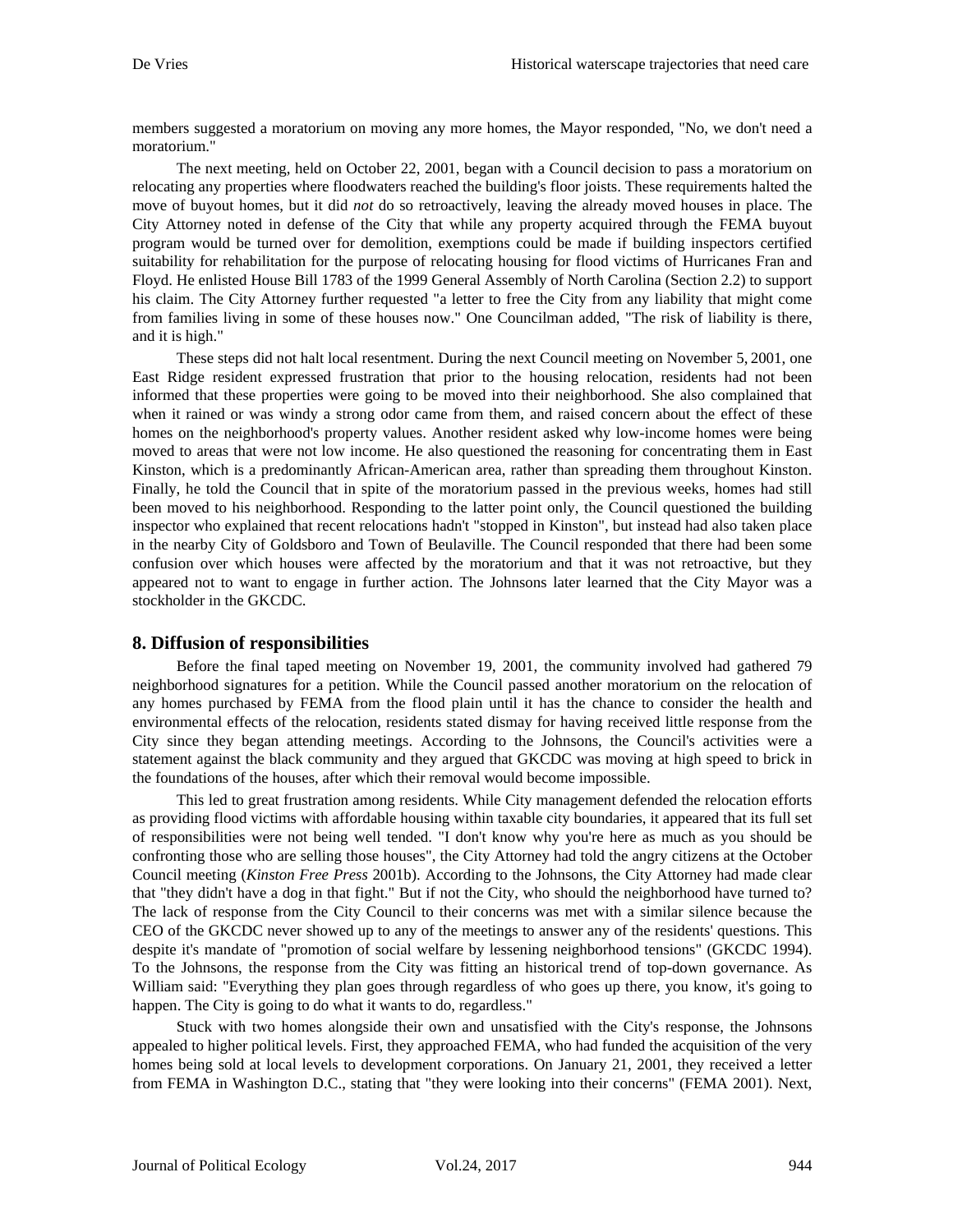members suggested a moratorium on moving any more homes, the Mayor responded, "No, we don't need a moratorium."

The next meeting, held on October 22, 2001, began with a Council decision to pass a moratorium on relocating any properties where floodwaters reached the building's floor joists. These requirements halted the move of buyout homes, but it did *not* do so retroactively, leaving the already moved houses in place. The City Attorney noted in defense of the City that while any property acquired through the FEMA buyout program would be turned over for demolition, exemptions could be made if building inspectors certified suitability for rehabilitation for the purpose of relocating housing for flood victims of Hurricanes Fran and Floyd. He enlisted House Bill 1783 of the 1999 General Assembly of North Carolina (Section 2.2) to support his claim. The City Attorney further requested "a letter to free the City from any liability that might come from families living in some of these houses now." One Councilman added, "The risk of liability is there, and it is high."

These steps did not halt local resentment. During the next Council meeting on November 5, 2001, one East Ridge resident expressed frustration that prior to the housing relocation, residents had not been informed that these properties were going to be moved into their neighborhood. She also complained that when it rained or was windy a strong odor came from them, and raised concern about the effect of these homes on the neighborhood's property values. Another resident asked why low-income homes were being moved to areas that were not low income. He also questioned the reasoning for concentrating them in East Kinston, which is a predominantly African-American area, rather than spreading them throughout Kinston. Finally, he told the Council that in spite of the moratorium passed in the previous weeks, homes had still been moved to his neighborhood. Responding to the latter point only, the Council questioned the building inspector who explained that recent relocations hadn't "stopped in Kinston", but instead had also taken place in the nearby City of Goldsboro and Town of Beulaville. The Council responded that there had been some confusion over which houses were affected by the moratorium and that it was not retroactive, but they appeared not to want to engage in further action. The Johnsons later learned that the City Mayor was a stockholder in the GKCDC.

## 8. Diffusion of responsibilities

Before the final taped meeting on November 19, 2001, the community involved had gathered 79 neighborhood signatures for a petition. While the Council passed another moratorium on the relocation of any homes purchased by FEMA from the flood plain until it has the chance to consider the health and environmental effects of the relocation, residents stated dismay for having received little response from the City since they began attending meetings. According to the Johnsons, the Council's activities were a statement against the black community and they argued that GKCDC was moving at high speed to brick in the foundations of the houses, after which their removal would become impossible.

This led to great frustration among residents. While City management defended the relocation efforts as providing flood victims with affordable housing within taxable city boundaries, it appeared that its full set of responsibilities were not being well tended. "I don't know why you're here as much as you should be confronting those who are selling those houses", the City Attorney had told the angry citizens at the October Council meeting (*Kinston Free Press* 2001b). According to the Johnsons, the City Attorney had made clear that "they didn't have a dog in that fight." But if not the City, who should the neighborhood have turned to? The lack of response from the City Council to their concerns was met with a similar silence because the CEO of the GKCDC never showed up to any of the meetings to answer any of the residents' questions. This despite it's mandate of "promotion of social welfare by lessening neighborhood tensions" (GKCDC 1994). To the Johnsons, the response from the City was fitting an historical trend of top-down governance. As William said: "Everything they plan goes through regardless of who goes up there, you know, it's going to happen. The City is going to do what it wants to do, regardless."

Stuck with two homes alongside their own and unsatisfied with the City's response, the Johnsons appealed to higher political levels. First, they approached FEMA, who had funded the acquisition of the very homes being sold at local levels to development corporations. On January 21, 2001, they received a letter from FEMA in Washington D.C., stating that "they were looking into their concerns" (FEMA 2001). Next,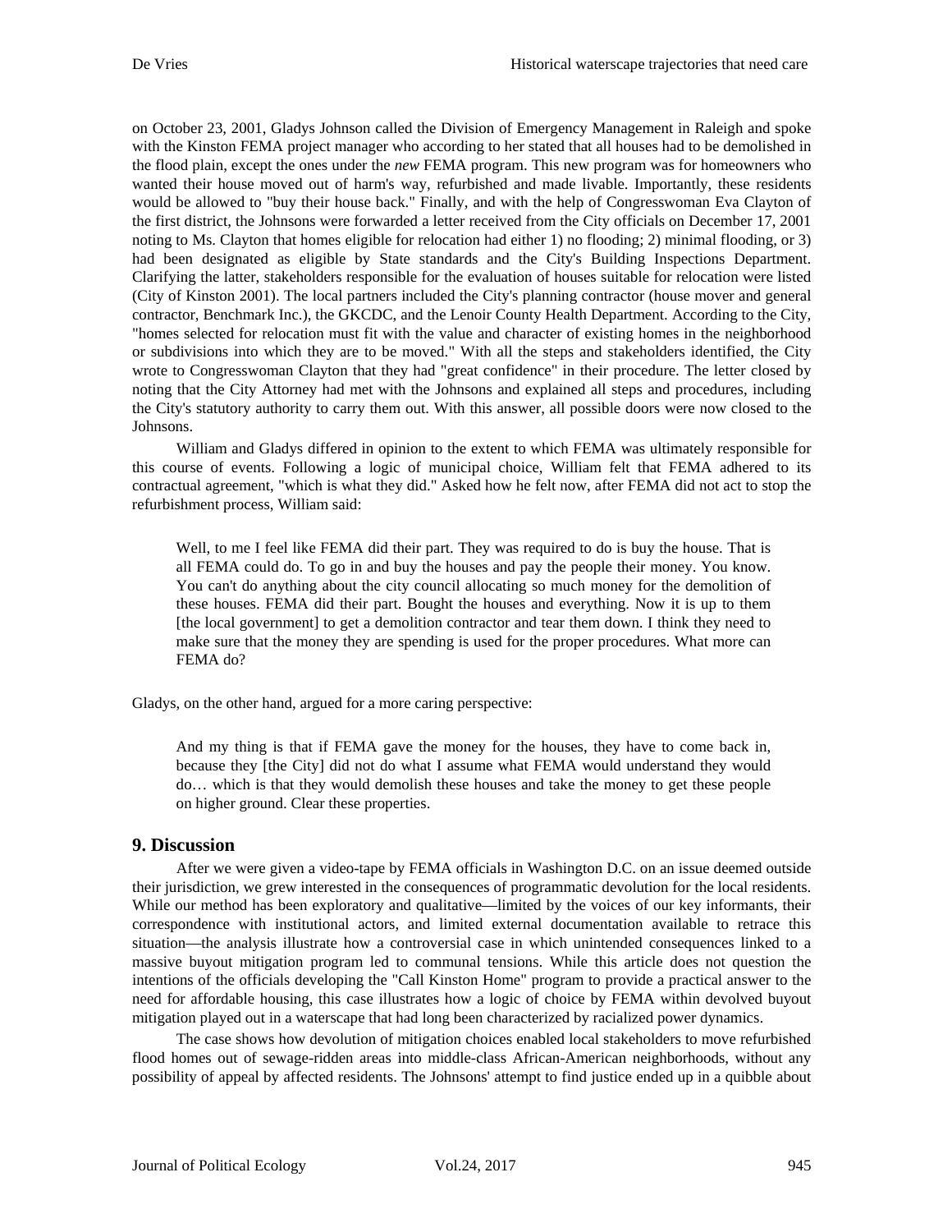on October 23, 2001, Gladys Johnson called the Division of Emergency Management in Raleigh and spoke with the Kinston FEMA project manager who according to her stated that all houses had to be demolished in the flood plain, except the ones under the *new* FEMA program. This new program was for homeowners who wanted their house moved out of harm's way, refurbished and made livable. Importantly, these residents would be allowed to "buy their house back." Finally, and with the help of Congresswoman Eva Clayton of the first district, the Johnsons were forwarded a letter received from the City officials on December 17, 2001 noting to Ms. Clayton that homes eligible for relocation had either 1) no flooding; 2) minimal flooding, or 3) had been designated as eligible by State standards and the City's Building Inspections Department. Clarifying the latter, stakeholders responsible for the evaluation of houses suitable for relocation were listed (City of Kinston 2001). The local partners included the City's planning contractor (house mover and general contractor, Benchmark Inc.), the GKCDC, and the Lenoir County Health Department. According to the City, "homes selected for relocation must fit with the value and character of existing homes in the neighborhood or subdivisions into which they are to be moved." With all the steps and stakeholders identified, the City wrote to Congresswoman Clayton that they had "great confidence" in their procedure. The letter closed by noting that the City Attorney had met with the Johnsons and explained all steps and procedures, including the City's statutory authority to carry them out. With this answer, all possible doors were now closed to the Johnsons.

William and Gladys differed in opinion to the extent to which FEMA was ultimately responsible for this course of events. Following a logic of municipal choice, William felt that FEMA adhered to its contractual agreement, "which is what they did." Asked how he felt now, after FEMA did not act to stop the refurbishment process, William said:

> Well, to me I feel like FEMA did their part. They was required to do is buy the house. That is all FEMA could do. To go in and buy the houses and pay the people their money. You know. You can't do anything about the city council allocating so much money for the demolition of these houses. FEMA did their part. Bought the houses and everything. Now it is up to them [the local government] to get a demolition contractor and tear them down. I think they need to make sure that the money they are spending is used for the proper procedures. What more can FEMA do?

Gladys, on the other hand, argued for a more caring perspective:

> And my thing is that if FEMA gave the money for the houses, they have to come back in, because they [the City] did not do what I assume what FEMA would understand they would do… which is that they would demolish these houses and take the money to get these people on higher ground. Clear these properties.

## 9. Discussion

After we were given a video-tape by FEMA officials in Washington D.C. on an issue deemed outside their jurisdiction, we grew interested in the consequences of programmatic devolution for the local residents. While our method has been exploratory and qualitative—limited by the voices of our key informants, their correspondence with institutional actors, and limited external documentation available to retrace this situation—the analysis illustrate how a controversial case in which unintended consequences linked to a massive buyout mitigation program led to communal tensions. While this article does not question the intentions of the officials developing the "Call Kinston Home" program to provide a practical answer to the need for affordable housing, this case illustrates how a logic of choice by FEMA within devolved buyout mitigation played out in a waterscape that had long been characterized by racialized power dynamics.

The case shows how devolution of mitigation choices enabled local stakeholders to move refurbished flood homes out of sewage-ridden areas into middle-class African-American neighborhoods, without any possibility of appeal by affected residents. The Johnsons' attempt to find justice ended up in a quibble about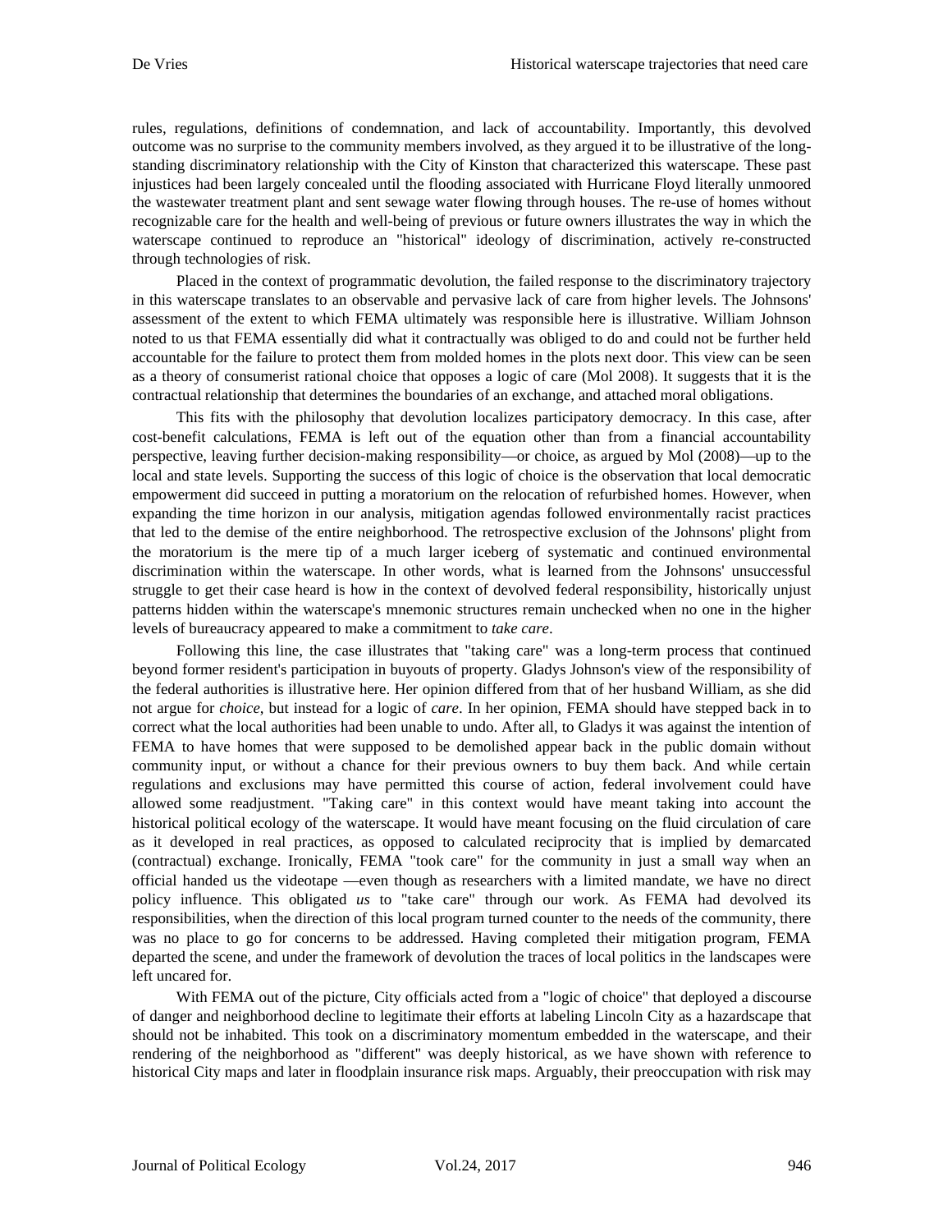rules, regulations, definitions of condemnation, and lack of accountability. Importantly, this devolved outcome was no surprise to the community members involved, as they argued it to be illustrative of the long-standing discriminatory relationship with the City of Kinston that characterized this waterscape. These past injustices had been largely concealed until the flooding associated with Hurricane Floyd literally unmoored the wastewater treatment plant and sent sewage water flowing through houses. The re-use of homes without recognizable care for the health and well-being of previous or future owners illustrates the way in which the waterscape continued to reproduce an "historical" ideology of discrimination, actively re-constructed through technologies of risk.

Placed in the context of programmatic devolution, the failed response to the discriminatory trajectory in this waterscape translates to an observable and pervasive lack of care from higher levels. The Johnsons' assessment of the extent to which FEMA ultimately was responsible here is illustrative. William Johnson noted to us that FEMA essentially did what it contractually was obliged to do and could not be further held accountable for the failure to protect them from molded homes in the plots next door. This view can be seen as a theory of consumerist rational choice that opposes a logic of care (Mol 2008). It suggests that it is the contractual relationship that determines the boundaries of an exchange, and attached moral obligations.

This fits with the philosophy that devolution localizes participatory democracy. In this case, after cost-benefit calculations, FEMA is left out of the equation other than from a financial accountability perspective, leaving further decision-making responsibility—or choice, as argued by Mol (2008)—up to the local and state levels. Supporting the success of this logic of choice is the observation that local democratic empowerment did succeed in putting a moratorium on the relocation of refurbished homes. However, when expanding the time horizon in our analysis, mitigation agendas followed environmentally racist practices that led to the demise of the entire neighborhood. The retrospective exclusion of the Johnsons' plight from the moratorium is the mere tip of a much larger iceberg of systematic and continued environmental discrimination within the waterscape. In other words, what is learned from the Johnsons' unsuccessful struggle to get their case heard is how in the context of devolved federal responsibility, historically unjust patterns hidden within the waterscape's mnemonic structures remain unchecked when no one in the higher levels of bureaucracy appeared to make a commitment to *take care*.

Following this line, the case illustrates that "taking care" was a long-term process that continued beyond former resident's participation in buyouts of property. Gladys Johnson's view of the responsibility of the federal authorities is illustrative here. Her opinion differed from that of her husband William, as she did not argue for *choice*, but instead for a logic of *care*. In her opinion, FEMA should have stepped back in to correct what the local authorities had been unable to undo. After all, to Gladys it was against the intention of FEMA to have homes that were supposed to be demolished appear back in the public domain without community input, or without a chance for their previous owners to buy them back. And while certain regulations and exclusions may have permitted this course of action, federal involvement could have allowed some readjustment. "Taking care" in this context would have meant taking into account the historical political ecology of the waterscape. It would have meant focusing on the fluid circulation of care as it developed in real practices, as opposed to calculated reciprocity that is implied by demarcated (contractual) exchange. Ironically, FEMA "took care" for the community in just a small way when an official handed us the videotape —even though as researchers with a limited mandate, we have no direct policy influence. This obligated *us* to "take care" through our work. As FEMA had devolved its responsibilities, when the direction of this local program turned counter to the needs of the community, there was no place to go for concerns to be addressed. Having completed their mitigation program, FEMA departed the scene, and under the framework of devolution the traces of local politics in the landscapes were left uncared for.

With FEMA out of the picture, City officials acted from a "logic of choice" that deployed a discourse of danger and neighborhood decline to legitimate their efforts at labeling Lincoln City as a hazardscape that should not be inhabited. This took on a discriminatory momentum embedded in the waterscape, and their rendering of the neighborhood as "different" was deeply historical, as we have shown with reference to historical City maps and later in floodplain insurance risk maps. Arguably, their preoccupation with risk may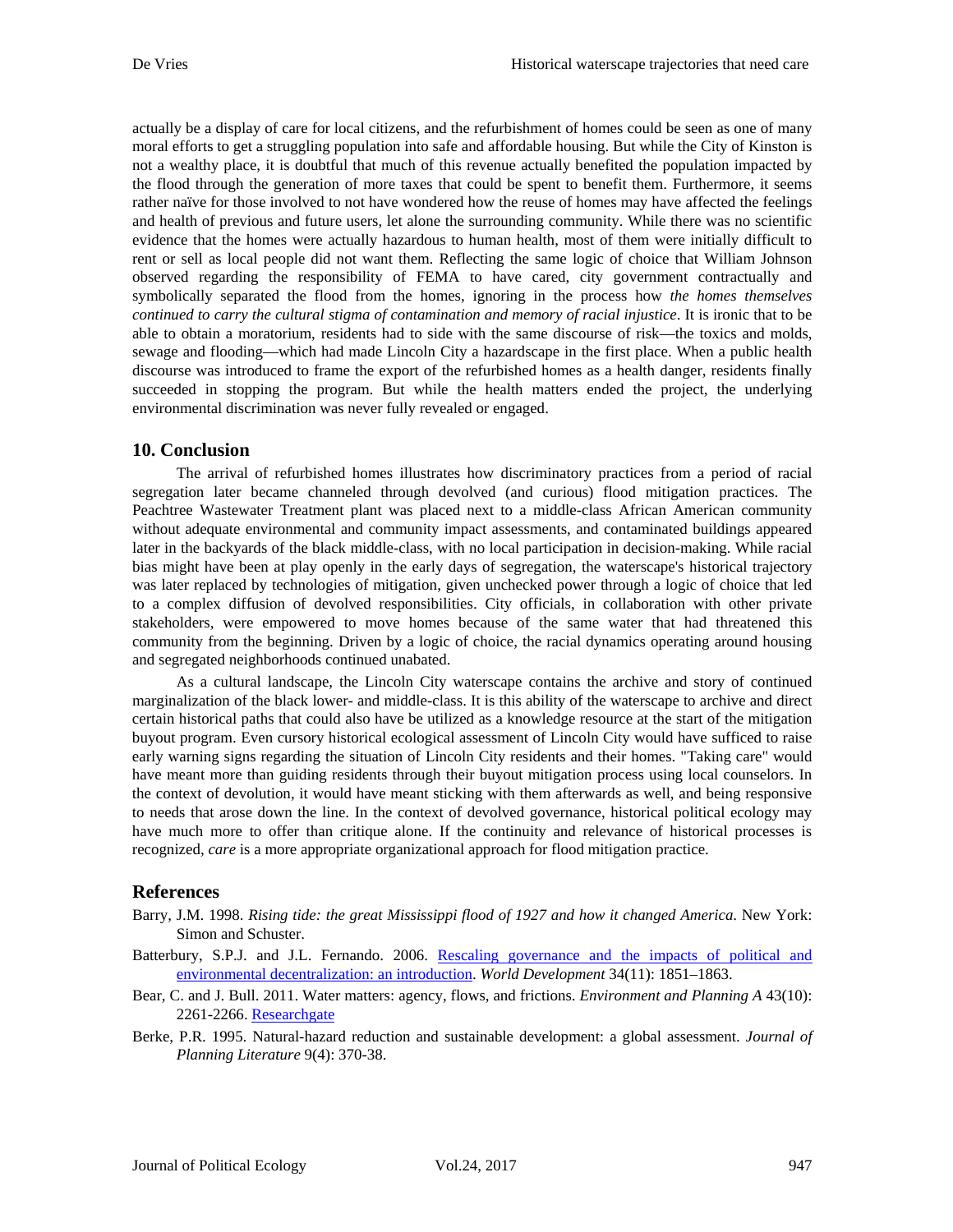actually be a display of care for local citizens, and the refurbishment of homes could be seen as one of many moral efforts to get a struggling population into safe and affordable housing. But while the City of Kinston is not a wealthy place, it is doubtful that much of this revenue actually benefited the population impacted by the flood through the generation of more taxes that could be spent to benefit them. Furthermore, it seems rather naïve for those involved to not have wondered how the reuse of homes may have affected the feelings and health of previous and future users, let alone the surrounding community. While there was no scientific evidence that the homes were actually hazardous to human health, most of them were initially difficult to rent or sell as local people did not want them. Reflecting the same logic of choice that William Johnson observed regarding the responsibility of FEMA to have cared, city government contractually and symbolically separated the flood from the homes, ignoring in the process how *the homes themselves continued to carry the cultural stigma of contamination and memory of racial injustice*. It is ironic that to be able to obtain a moratorium, residents had to side with the same discourse of risk—the toxics and molds, sewage and flooding—which had made Lincoln City a hazardscape in the first place. When a public health discourse was introduced to frame the export of the refurbished homes as a health danger, residents finally succeeded in stopping the program. But while the health matters ended the project, the underlying environmental discrimination was never fully revealed or engaged.

## 10. Conclusion

The arrival of refurbished homes illustrates how discriminatory practices from a period of racial segregation later became channeled through devolved (and curious) flood mitigation practices. The Peachtree Wastewater Treatment plant was placed next to a middle-class African American community without adequate environmental and community impact assessments, and contaminated buildings appeared later in the backyards of the black middle-class, with no local participation in decision-making. While racial bias might have been at play openly in the early days of segregation, the waterscape's historical trajectory was later replaced by technologies of mitigation, given unchecked power through a logic of choice that led to a complex diffusion of devolved responsibilities. City officials, in collaboration with other private stakeholders, were empowered to move homes because of the same water that had threatened this community from the beginning. Driven by a logic of choice, the racial dynamics operating around housing and segregated neighborhoods continued unabated.

As a cultural landscape, the Lincoln City waterscape contains the archive and story of continued marginalization of the black lower- and middle-class. It is this ability of the waterscape to archive and direct certain historical paths that could also have be utilized as a knowledge resource at the start of the mitigation buyout program. Even cursory historical ecological assessment of Lincoln City would have sufficed to raise early warning signs regarding the situation of Lincoln City residents and their homes. "Taking care" would have meant more than guiding residents through their buyout mitigation process using local counselors. In the context of devolution, it would have meant sticking with them afterwards as well, and being responsive to needs that arose down the line. In the context of devolved governance, historical political ecology may have much more to offer than critique alone. If the continuity and relevance of historical processes is recognized, *care* is a more appropriate organizational approach for flood mitigation practice.

## References

Barry, J.M. 1998. *Rising tide: the great Mississippi flood of 1927 and how it changed America*. New York: Simon and Schuster.

Batterbury, S.P.J. and J.L. Fernando. 2006. Rescaling governance and the impacts of political and environmental decentralization: an introduction. *World Development* 34(11): 1851–1863.

Bear, C. and J. Bull. 2011. Water matters: agency, flows, and frictions. *Environment and Planning A* 43(10): 2261-2266. Researchgate

Berke, P.R. 1995. Natural-hazard reduction and sustainable development: a global assessment. *Journal of Planning Literature* 9(4): 370-38.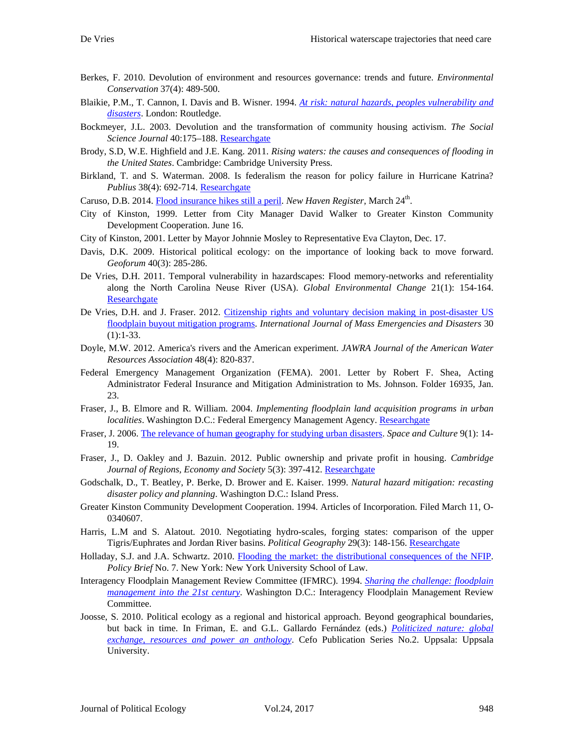Berkes, F. 2010. Devolution of environment and resources governance: trends and future. *Environmental Conservation* 37(4): 489-500.

Blaikie, P.M., T. Cannon, I. Davis and B. Wisner. 1994. [*At risk: natural hazards, peoples vulnerability and disasters*](). London: Routledge.

Bockmeyer, J.L. 2003. Devolution and the transformation of community housing activism. *The Social Science Journal* 40:175–188. [Researchgate]()

Brody, S.D, W.E. Highfield and J.E. Kang. 2011. *Rising waters: the causes and consequences of flooding in the United States*. Cambridge: Cambridge University Press.

Birkland, T. and S. Waterman. 2008. Is federalism the reason for policy failure in Hurricane Katrina? *Publius* 38(4): 692-714. [Researchgate]()

Caruso, D.B. 2014. [Flood insurance hikes still a peril](). *New Haven Register*, March 24th.

City of Kinston, 1999. Letter from City Manager David Walker to Greater Kinston Community Development Cooperation. June 16.

City of Kinston, 2001. Letter by Mayor Johnnie Mosley to Representative Eva Clayton, Dec. 17.

Davis, D.K. 2009. Historical political ecology: on the importance of looking back to move forward. *Geoforum* 40(3): 285-286.

De Vries, D.H. 2011. Temporal vulnerability in hazardscapes: Flood memory-networks and referentiality along the North Carolina Neuse River (USA). *Global Environmental Change* 21(1): 154-164. [Researchgate]()

De Vries, D.H. and J. Fraser. 2012. [Citizenship rights and voluntary decision making in post-disaster US floodplain buyout mitigation programs](). *International Journal of Mass Emergencies and Disasters* 30 (1):1-33.

Doyle, M.W. 2012. America's rivers and the American experiment. *JAWRA Journal of the American Water Resources Association* 48(4): 820-837.

Federal Emergency Management Organization (FEMA). 2001. Letter by Robert F. Shea, Acting Administrator Federal Insurance and Mitigation Administration to Ms. Johnson. Folder 16935, Jan. 23.

Fraser, J., B. Elmore and R. William. 2004. *Implementing floodplain land acquisition programs in urban localities*. Washington D.C.: Federal Emergency Management Agency. [Researchgate]()

Fraser, J. 2006. [The relevance of human geography for studying urban disasters](). *Space and Culture* 9(1): 14-19.

Fraser, J., D. Oakley and J. Bazuin. 2012. Public ownership and private profit in housing. *Cambridge Journal of Regions, Economy and Society* 5(3): 397-412. [Researchgate]()

Godschalk, D., T. Beatley, P. Berke, D. Brower and E. Kaiser. 1999. *Natural hazard mitigation: recasting disaster policy and planning*. Washington D.C.: Island Press.

Greater Kinston Community Development Cooperation. 1994. Articles of Incorporation. Filed March 11, O-0340607.

Harris, L.M and S. Alatout. 2010. Negotiating hydro-scales, forging states: comparison of the upper Tigris/Euphrates and Jordan River basins. *Political Geography* 29(3): 148-156. [Researchgate]()

Holladay, S.J. and J.A. Schwartz. 2010. [Flooding the market: the distributional consequences of the NFIP](). *Policy Brief* No. 7. New York: New York University School of Law.

Interagency Floodplain Management Review Committee (IFMRC). 1994. [*Sharing the challenge: floodplain management into the 21st century*](). Washington D.C.: Interagency Floodplain Management Review Committee.

Joosse, S. 2010. Political ecology as a regional and historical approach. Beyond geographical boundaries, but back in time. In Friman, E. and G.L. Gallardo Fernández (eds.) [*Politicized nature: global exchange, resources and power an anthology*](). Cefo Publication Series No.2. Uppsala: Uppsala University.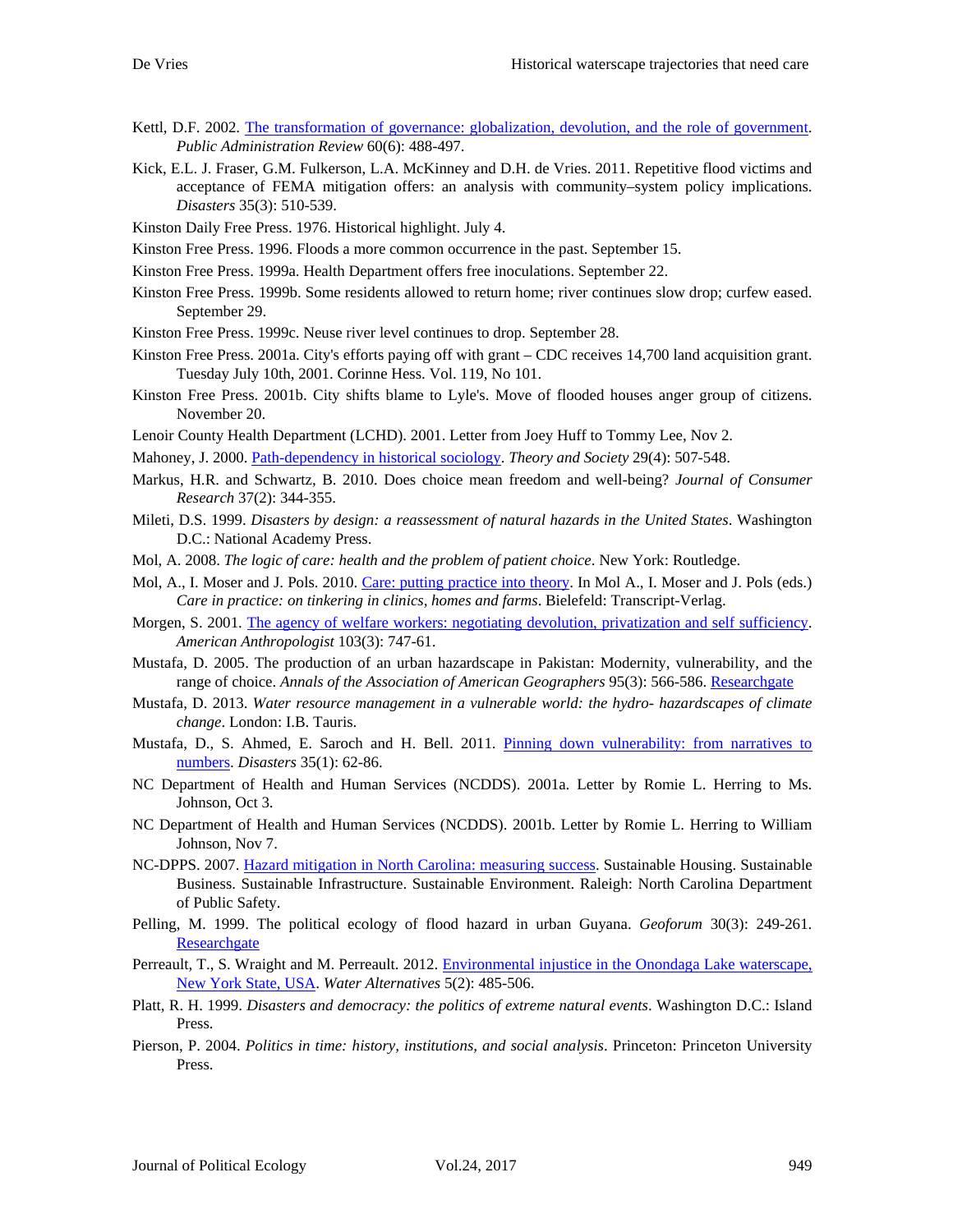Kettl, D.F. 2002. [The transformation of governance: globalization, devolution, and the role of government](). *Public Administration Review* 60(6): 488-497.

Kick, E.L. J. Fraser, G.M. Fulkerson, L.A. McKinney and D.H. de Vries. 2011. Repetitive flood victims and acceptance of FEMA mitigation offers: an analysis with community–system policy implications. *Disasters* 35(3): 510-539.

Kinston Daily Free Press. 1976. Historical highlight. July 4.

Kinston Free Press. 1996. Floods a more common occurrence in the past. September 15.

Kinston Free Press. 1999a. Health Department offers free inoculations. September 22.

Kinston Free Press. 1999b. Some residents allowed to return home; river continues slow drop; curfew eased. September 29.

Kinston Free Press. 1999c. Neuse river level continues to drop. September 28.

Kinston Free Press. 2001a. City's efforts paying off with grant – CDC receives 14,700 land acquisition grant. Tuesday July 10th, 2001. Corinne Hess. Vol. 119, No 101.

Kinston Free Press. 2001b. City shifts blame to Lyle's. Move of flooded houses anger group of citizens. November 20.

Lenoir County Health Department (LCHD). 2001. Letter from Joey Huff to Tommy Lee, Nov 2.

Mahoney, J. 2000. [Path-dependency in historical sociology](). *Theory and Society* 29(4): 507-548.

Markus, H.R. and Schwartz, B. 2010. Does choice mean freedom and well-being? *Journal of Consumer Research* 37(2): 344-355.

Mileti, D.S. 1999. *Disasters by design: a reassessment of natural hazards in the United States*. Washington D.C.: National Academy Press.

Mol, A. 2008. *The logic of care: health and the problem of patient choice*. New York: Routledge.

Mol, A., I. Moser and J. Pols. 2010. [Care: putting practice into theory](). In Mol A., I. Moser and J. Pols (eds.) *Care in practice: on tinkering in clinics, homes and farms*. Bielefeld: Transcript-Verlag.

Morgen, S. 2001. [The agency of welfare workers: negotiating devolution, privatization and self sufficiency](). *American Anthropologist* 103(3): 747-61.

Mustafa, D. 2005. The production of an urban hazardscape in Pakistan: Modernity, vulnerability, and the range of choice. *Annals of the Association of American Geographers* 95(3): 566-586. [Researchgate]()

Mustafa, D. 2013. *Water resource management in a vulnerable world: the hydro- hazardscapes of climate change*. London: I.B. Tauris.

Mustafa, D., S. Ahmed, E. Saroch and H. Bell. 2011. [Pinning down vulnerability: from narratives to numbers](). *Disasters* 35(1): 62-86.

NC Department of Health and Human Services (NCDDS). 2001a. Letter by Romie L. Herring to Ms. Johnson, Oct 3.

NC Department of Health and Human Services (NCDDS). 2001b. Letter by Romie L. Herring to William Johnson, Nov 7.

NC-DPPS. 2007. [Hazard mitigation in North Carolina: measuring success](). Sustainable Housing. Sustainable Business. Sustainable Infrastructure. Sustainable Environment. Raleigh: North Carolina Department of Public Safety.

Pelling, M. 1999. The political ecology of flood hazard in urban Guyana. *Geoforum* 30(3): 249-261. [Researchgate]()

Perreault, T., S. Wraight and M. Perreault. 2012. [Environmental injustice in the Onondaga Lake waterscape, New York State, USA](). *Water Alternatives* 5(2): 485-506.

Platt, R. H. 1999. *Disasters and democracy: the politics of extreme natural events*. Washington D.C.: Island Press.

Pierson, P. 2004. *Politics in time: history, institutions, and social analysis*. Princeton: Princeton University Press.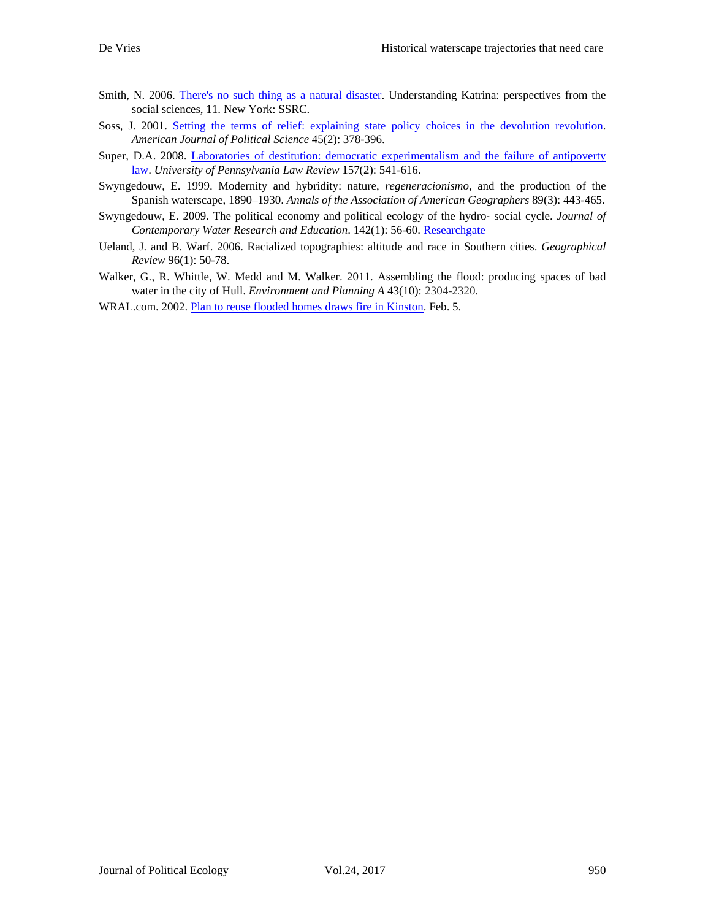Smith, N. 2006. There's no such thing as a natural disaster. Understanding Katrina: perspectives from the social sciences, 11. New York: SSRC.

Soss, J. 2001. Setting the terms of relief: explaining state policy choices in the devolution revolution. *American Journal of Political Science* 45(2): 378-396.

Super, D.A. 2008. Laboratories of destitution: democratic experimentalism and the failure of antipoverty law. *University of Pennsylvania Law Review* 157(2): 541-616.

Swyngedouw, E. 1999. Modernity and hybridity: nature, *regeneracionismo*, and the production of the Spanish waterscape, 1890–1930. *Annals of the Association of American Geographers* 89(3): 443-465.

Swyngedouw, E. 2009. The political economy and political ecology of the hydro‐ social cycle. *Journal of Contemporary Water Research and Education*. 142(1): 56-60. Researchgate

Ueland, J. and B. Warf. 2006. Racialized topographies: altitude and race in Southern cities. *Geographical Review* 96(1): 50-78.

Walker, G., R. Whittle, W. Medd and M. Walker. 2011. Assembling the flood: producing spaces of bad water in the city of Hull. *Environment and Planning A* 43(10): 2304-2320.

WRAL.com. 2002. Plan to reuse flooded homes draws fire in Kinston. Feb. 5.